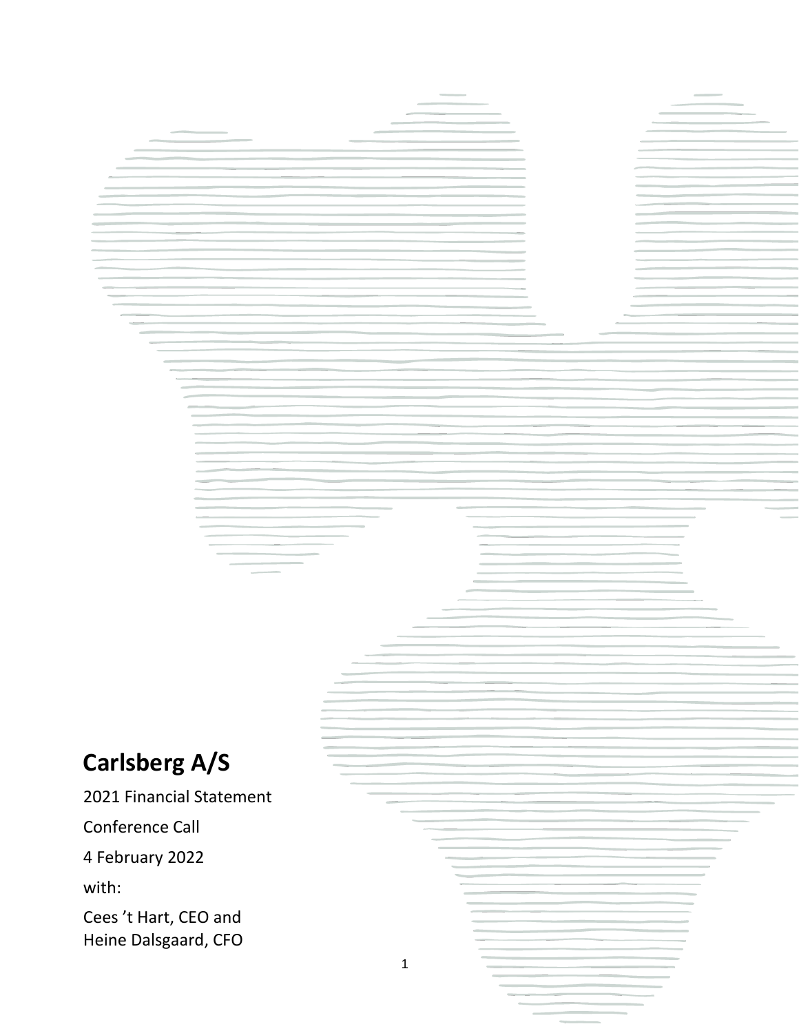# Carlsberg A/S

2021 Financial Statement

Conference Call

4 February 2022

with:

Cees 't Hart, CEO and
Heine Dalsgaard, CFO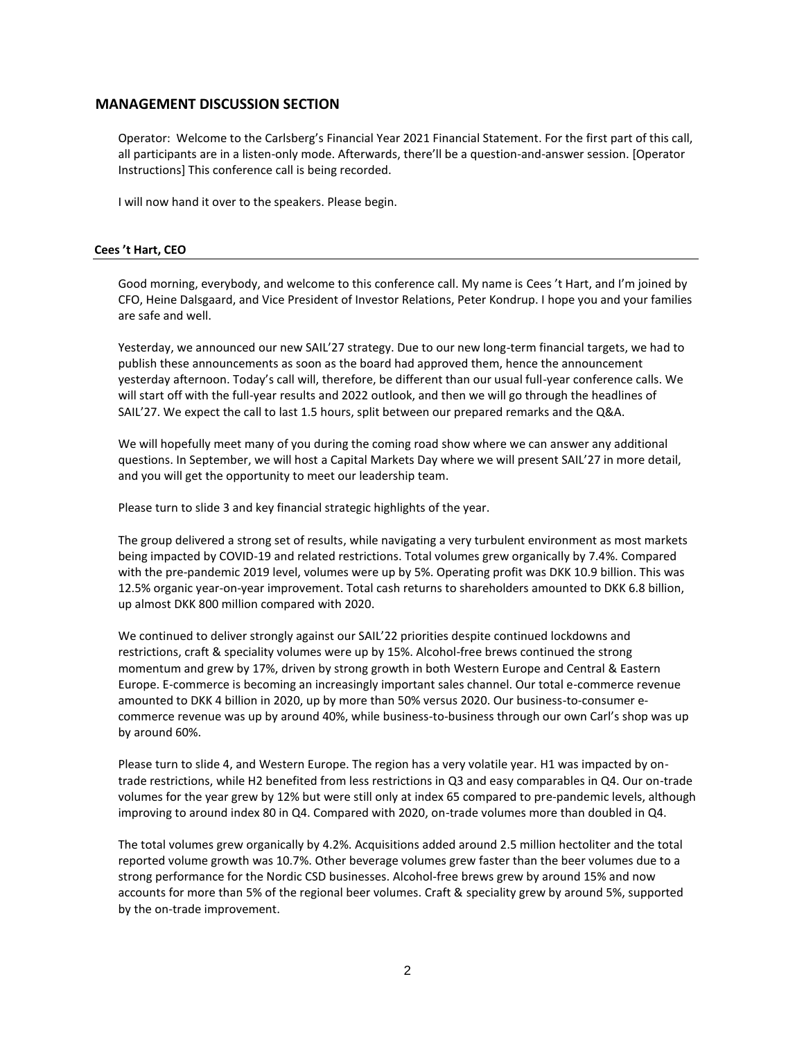## MANAGEMENT DISCUSSION SECTION

Operator: Welcome to the Carlsberg's Financial Year 2021 Financial Statement. For the first part of this call, all participants are in a listen-only mode. Afterwards, there'll be a question-and-answer session. [Operator Instructions] This conference call is being recorded.

I will now hand it over to the speakers. Please begin.

**Cees 't Hart, CEO**

Good morning, everybody, and welcome to this conference call. My name is Cees 't Hart, and I'm joined by CFO, Heine Dalsgaard, and Vice President of Investor Relations, Peter Kondrup. I hope you and your families are safe and well.

Yesterday, we announced our new SAIL'27 strategy. Due to our new long-term financial targets, we had to publish these announcements as soon as the board had approved them, hence the announcement yesterday afternoon. Today's call will, therefore, be different than our usual full-year conference calls. We will start off with the full-year results and 2022 outlook, and then we will go through the headlines of SAIL'27. We expect the call to last 1.5 hours, split between our prepared remarks and the Q&A.

We will hopefully meet many of you during the coming road show where we can answer any additional questions. In September, we will host a Capital Markets Day where we will present SAIL'27 in more detail, and you will get the opportunity to meet our leadership team.

Please turn to slide 3 and key financial strategic highlights of the year.

The group delivered a strong set of results, while navigating a very turbulent environment as most markets being impacted by COVID-19 and related restrictions. Total volumes grew organically by 7.4%. Compared with the pre-pandemic 2019 level, volumes were up by 5%. Operating profit was DKK 10.9 billion. This was 12.5% organic year-on-year improvement. Total cash returns to shareholders amounted to DKK 6.8 billion, up almost DKK 800 million compared with 2020.

We continued to deliver strongly against our SAIL'22 priorities despite continued lockdowns and restrictions, craft & speciality volumes were up by 15%. Alcohol-free brews continued the strong momentum and grew by 17%, driven by strong growth in both Western Europe and Central & Eastern Europe. E-commerce is becoming an increasingly important sales channel. Our total e-commerce revenue amounted to DKK 4 billion in 2020, up by more than 50% versus 2020. Our business-to-consumer e-commerce revenue was up by around 40%, while business-to-business through our own Carl's shop was up by around 60%.

Please turn to slide 4, and Western Europe. The region has a very volatile year. H1 was impacted by on-trade restrictions, while H2 benefited from less restrictions in Q3 and easy comparables in Q4. Our on-trade volumes for the year grew by 12% but were still only at index 65 compared to pre-pandemic levels, although improving to around index 80 in Q4. Compared with 2020, on-trade volumes more than doubled in Q4.

The total volumes grew organically by 4.2%. Acquisitions added around 2.5 million hectoliter and the total reported volume growth was 10.7%. Other beverage volumes grew faster than the beer volumes due to a strong performance for the Nordic CSD businesses. Alcohol-free brews grew by around 15% and now accounts for more than 5% of the regional beer volumes. Craft & speciality grew by around 5%, supported by the on-trade improvement.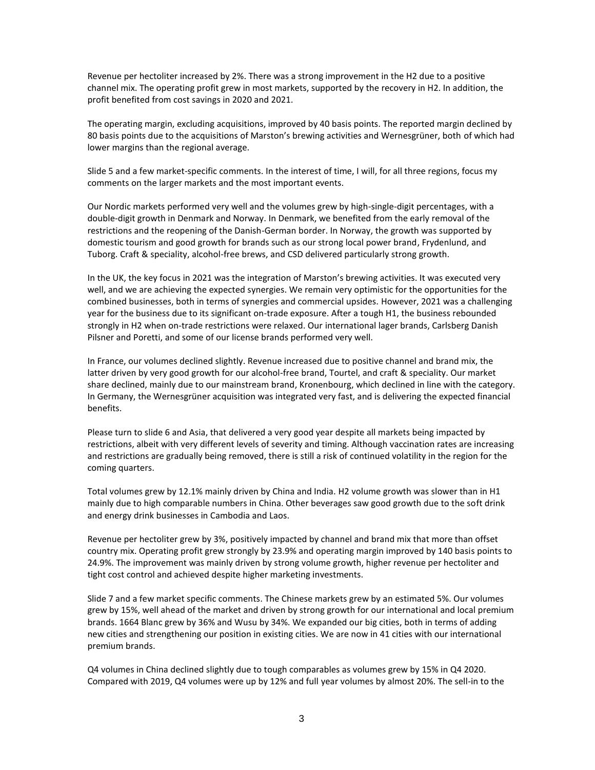Revenue per hectoliter increased by 2%. There was a strong improvement in the H2 due to a positive channel mix. The operating profit grew in most markets, supported by the recovery in H2. In addition, the profit benefited from cost savings in 2020 and 2021.

The operating margin, excluding acquisitions, improved by 40 basis points. The reported margin declined by 80 basis points due to the acquisitions of Marston's brewing activities and Wernesgrüner, both of which had lower margins than the regional average.

Slide 5 and a few market-specific comments. In the interest of time, I will, for all three regions, focus my comments on the larger markets and the most important events.

Our Nordic markets performed very well and the volumes grew by high-single-digit percentages, with a double-digit growth in Denmark and Norway. In Denmark, we benefited from the early removal of the restrictions and the reopening of the Danish-German border. In Norway, the growth was supported by domestic tourism and good growth for brands such as our strong local power brand, Frydenlund, and Tuborg. Craft & speciality, alcohol-free brews, and CSD delivered particularly strong growth.

In the UK, the key focus in 2021 was the integration of Marston's brewing activities. It was executed very well, and we are achieving the expected synergies. We remain very optimistic for the opportunities for the combined businesses, both in terms of synergies and commercial upsides. However, 2021 was a challenging year for the business due to its significant on-trade exposure. After a tough H1, the business rebounded strongly in H2 when on-trade restrictions were relaxed. Our international lager brands, Carlsberg Danish Pilsner and Poretti, and some of our license brands performed very well.

In France, our volumes declined slightly. Revenue increased due to positive channel and brand mix, the latter driven by very good growth for our alcohol-free brand, Tourtel, and craft & speciality. Our market share declined, mainly due to our mainstream brand, Kronenbourg, which declined in line with the category. In Germany, the Wernesgrüner acquisition was integrated very fast, and is delivering the expected financial benefits.

Please turn to slide 6 and Asia, that delivered a very good year despite all markets being impacted by restrictions, albeit with very different levels of severity and timing. Although vaccination rates are increasing and restrictions are gradually being removed, there is still a risk of continued volatility in the region for the coming quarters.

Total volumes grew by 12.1% mainly driven by China and India. H2 volume growth was slower than in H1 mainly due to high comparable numbers in China. Other beverages saw good growth due to the soft drink and energy drink businesses in Cambodia and Laos.

Revenue per hectoliter grew by 3%, positively impacted by channel and brand mix that more than offset country mix. Operating profit grew strongly by 23.9% and operating margin improved by 140 basis points to 24.9%. The improvement was mainly driven by strong volume growth, higher revenue per hectoliter and tight cost control and achieved despite higher marketing investments.

Slide 7 and a few market specific comments. The Chinese markets grew by an estimated 5%. Our volumes grew by 15%, well ahead of the market and driven by strong growth for our international and local premium brands. 1664 Blanc grew by 36% and Wusu by 34%. We expanded our big cities, both in terms of adding new cities and strengthening our position in existing cities. We are now in 41 cities with our international premium brands.

Q4 volumes in China declined slightly due to tough comparables as volumes grew by 15% in Q4 2020. Compared with 2019, Q4 volumes were up by 12% and full year volumes by almost 20%. The sell-in to the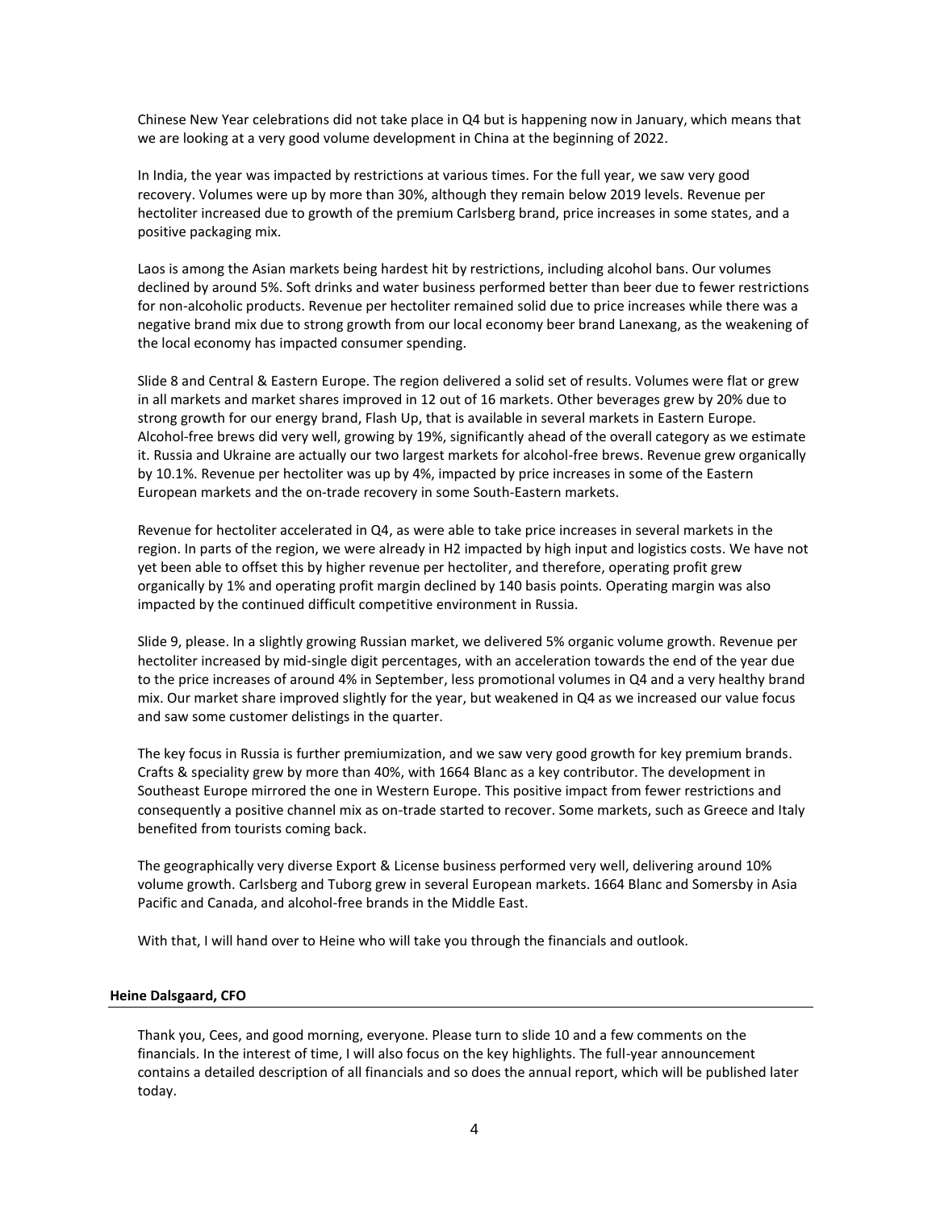Chinese New Year celebrations did not take place in Q4 but is happening now in January, which means that we are looking at a very good volume development in China at the beginning of 2022.

In India, the year was impacted by restrictions at various times. For the full year, we saw very good recovery. Volumes were up by more than 30%, although they remain below 2019 levels. Revenue per hectoliter increased due to growth of the premium Carlsberg brand, price increases in some states, and a positive packaging mix.

Laos is among the Asian markets being hardest hit by restrictions, including alcohol bans. Our volumes declined by around 5%. Soft drinks and water business performed better than beer due to fewer restrictions for non-alcoholic products. Revenue per hectoliter remained solid due to price increases while there was a negative brand mix due to strong growth from our local economy beer brand Lanexang, as the weakening of the local economy has impacted consumer spending.

Slide 8 and Central & Eastern Europe. The region delivered a solid set of results. Volumes were flat or grew in all markets and market shares improved in 12 out of 16 markets. Other beverages grew by 20% due to strong growth for our energy brand, Flash Up, that is available in several markets in Eastern Europe. Alcohol-free brews did very well, growing by 19%, significantly ahead of the overall category as we estimate it. Russia and Ukraine are actually our two largest markets for alcohol-free brews. Revenue grew organically by 10.1%. Revenue per hectoliter was up by 4%, impacted by price increases in some of the Eastern European markets and the on-trade recovery in some South-Eastern markets.

Revenue for hectoliter accelerated in Q4, as were able to take price increases in several markets in the region. In parts of the region, we were already in H2 impacted by high input and logistics costs. We have not yet been able to offset this by higher revenue per hectoliter, and therefore, operating profit grew organically by 1% and operating profit margin declined by 140 basis points. Operating margin was also impacted by the continued difficult competitive environment in Russia.

Slide 9, please. In a slightly growing Russian market, we delivered 5% organic volume growth. Revenue per hectoliter increased by mid-single digit percentages, with an acceleration towards the end of the year due to the price increases of around 4% in September, less promotional volumes in Q4 and a very healthy brand mix. Our market share improved slightly for the year, but weakened in Q4 as we increased our value focus and saw some customer delistings in the quarter.

The key focus in Russia is further premiumization, and we saw very good growth for key premium brands. Crafts & speciality grew by more than 40%, with 1664 Blanc as a key contributor. The development in Southeast Europe mirrored the one in Western Europe. This positive impact from fewer restrictions and consequently a positive channel mix as on-trade started to recover. Some markets, such as Greece and Italy benefited from tourists coming back.

The geographically very diverse Export & License business performed very well, delivering around 10% volume growth. Carlsberg and Tuborg grew in several European markets. 1664 Blanc and Somersby in Asia Pacific and Canada, and alcohol-free brands in the Middle East.

With that, I will hand over to Heine who will take you through the financials and outlook.

**Heine Dalsgaard, CFO**

Thank you, Cees, and good morning, everyone. Please turn to slide 10 and a few comments on the financials. In the interest of time, I will also focus on the key highlights. The full-year announcement contains a detailed description of all financials and so does the annual report, which will be published later today.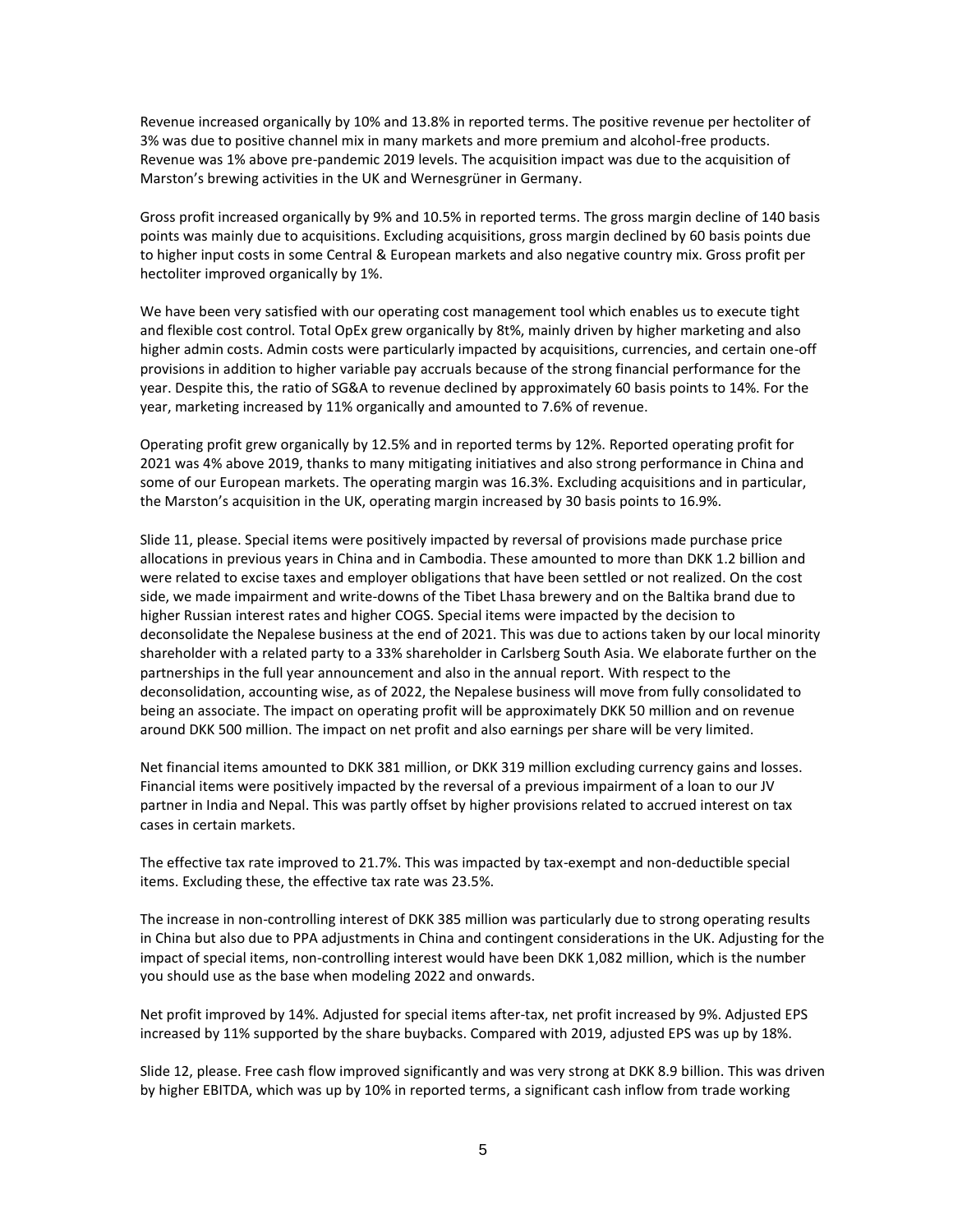Revenue increased organically by 10% and 13.8% in reported terms. The positive revenue per hectoliter of 3% was due to positive channel mix in many markets and more premium and alcohol-free products. Revenue was 1% above pre-pandemic 2019 levels. The acquisition impact was due to the acquisition of Marston's brewing activities in the UK and Wernesgrüner in Germany.

Gross profit increased organically by 9% and 10.5% in reported terms. The gross margin decline of 140 basis points was mainly due to acquisitions. Excluding acquisitions, gross margin declined by 60 basis points due to higher input costs in some Central & European markets and also negative country mix. Gross profit per hectoliter improved organically by 1%.

We have been very satisfied with our operating cost management tool which enables us to execute tight and flexible cost control. Total OpEx grew organically by 8t%, mainly driven by higher marketing and also higher admin costs. Admin costs were particularly impacted by acquisitions, currencies, and certain one-off provisions in addition to higher variable pay accruals because of the strong financial performance for the year. Despite this, the ratio of SG&A to revenue declined by approximately 60 basis points to 14%. For the year, marketing increased by 11% organically and amounted to 7.6% of revenue.

Operating profit grew organically by 12.5% and in reported terms by 12%. Reported operating profit for 2021 was 4% above 2019, thanks to many mitigating initiatives and also strong performance in China and some of our European markets. The operating margin was 16.3%. Excluding acquisitions and in particular, the Marston's acquisition in the UK, operating margin increased by 30 basis points to 16.9%.

Slide 11, please. Special items were positively impacted by reversal of provisions made purchase price allocations in previous years in China and in Cambodia. These amounted to more than DKK 1.2 billion and were related to excise taxes and employer obligations that have been settled or not realized. On the cost side, we made impairment and write-downs of the Tibet Lhasa brewery and on the Baltika brand due to higher Russian interest rates and higher COGS. Special items were impacted by the decision to deconsolidate the Nepalese business at the end of 2021. This was due to actions taken by our local minority shareholder with a related party to a 33% shareholder in Carlsberg South Asia. We elaborate further on the partnerships in the full year announcement and also in the annual report. With respect to the deconsolidation, accounting wise, as of 2022, the Nepalese business will move from fully consolidated to being an associate. The impact on operating profit will be approximately DKK 50 million and on revenue around DKK 500 million. The impact on net profit and also earnings per share will be very limited.

Net financial items amounted to DKK 381 million, or DKK 319 million excluding currency gains and losses. Financial items were positively impacted by the reversal of a previous impairment of a loan to our JV partner in India and Nepal. This was partly offset by higher provisions related to accrued interest on tax cases in certain markets.

The effective tax rate improved to 21.7%. This was impacted by tax-exempt and non-deductible special items. Excluding these, the effective tax rate was 23.5%.

The increase in non-controlling interest of DKK 385 million was particularly due to strong operating results in China but also due to PPA adjustments in China and contingent considerations in the UK. Adjusting for the impact of special items, non-controlling interest would have been DKK 1,082 million, which is the number you should use as the base when modeling 2022 and onwards.

Net profit improved by 14%. Adjusted for special items after-tax, net profit increased by 9%. Adjusted EPS increased by 11% supported by the share buybacks. Compared with 2019, adjusted EPS was up by 18%.

Slide 12, please. Free cash flow improved significantly and was very strong at DKK 8.9 billion. This was driven by higher EBITDA, which was up by 10% in reported terms, a significant cash inflow from trade working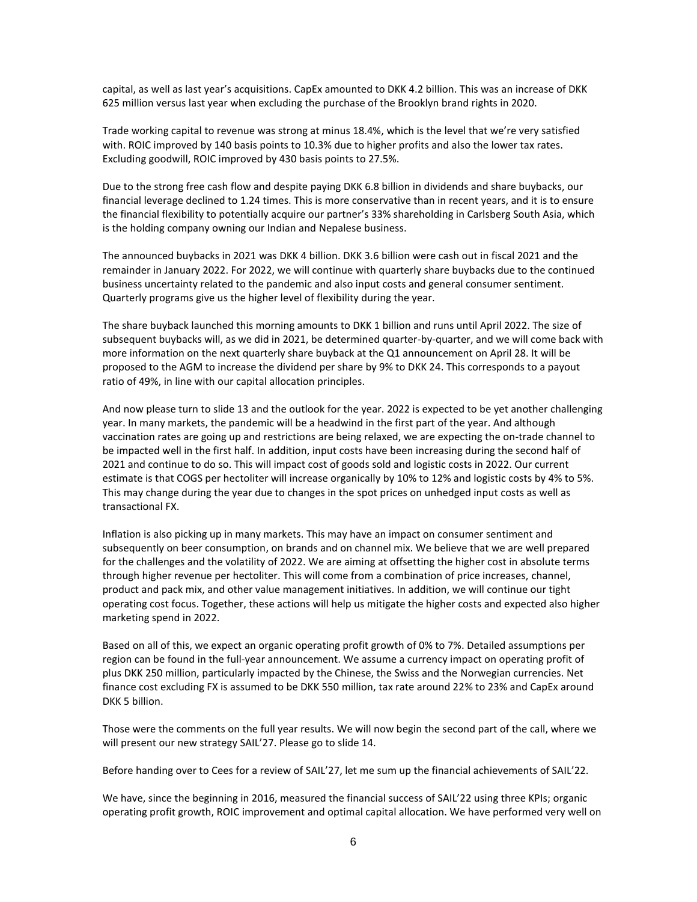capital, as well as last year's acquisitions. CapEx amounted to DKK 4.2 billion. This was an increase of DKK 625 million versus last year when excluding the purchase of the Brooklyn brand rights in 2020.

Trade working capital to revenue was strong at minus 18.4%, which is the level that we're very satisfied with. ROIC improved by 140 basis points to 10.3% due to higher profits and also the lower tax rates. Excluding goodwill, ROIC improved by 430 basis points to 27.5%.

Due to the strong free cash flow and despite paying DKK 6.8 billion in dividends and share buybacks, our financial leverage declined to 1.24 times. This is more conservative than in recent years, and it is to ensure the financial flexibility to potentially acquire our partner's 33% shareholding in Carlsberg South Asia, which is the holding company owning our Indian and Nepalese business.

The announced buybacks in 2021 was DKK 4 billion. DKK 3.6 billion were cash out in fiscal 2021 and the remainder in January 2022. For 2022, we will continue with quarterly share buybacks due to the continued business uncertainty related to the pandemic and also input costs and general consumer sentiment. Quarterly programs give us the higher level of flexibility during the year.

The share buyback launched this morning amounts to DKK 1 billion and runs until April 2022. The size of subsequent buybacks will, as we did in 2021, be determined quarter-by-quarter, and we will come back with more information on the next quarterly share buyback at the Q1 announcement on April 28. It will be proposed to the AGM to increase the dividend per share by 9% to DKK 24. This corresponds to a payout ratio of 49%, in line with our capital allocation principles.

And now please turn to slide 13 and the outlook for the year. 2022 is expected to be yet another challenging year. In many markets, the pandemic will be a headwind in the first part of the year. And although vaccination rates are going up and restrictions are being relaxed, we are expecting the on-trade channel to be impacted well in the first half. In addition, input costs have been increasing during the second half of 2021 and continue to do so. This will impact cost of goods sold and logistic costs in 2022. Our current estimate is that COGS per hectoliter will increase organically by 10% to 12% and logistic costs by 4% to 5%. This may change during the year due to changes in the spot prices on unhedged input costs as well as transactional FX.

Inflation is also picking up in many markets. This may have an impact on consumer sentiment and subsequently on beer consumption, on brands and on channel mix. We believe that we are well prepared for the challenges and the volatility of 2022. We are aiming at offsetting the higher cost in absolute terms through higher revenue per hectoliter. This will come from a combination of price increases, channel, product and pack mix, and other value management initiatives. In addition, we will continue our tight operating cost focus. Together, these actions will help us mitigate the higher costs and expected also higher marketing spend in 2022.

Based on all of this, we expect an organic operating profit growth of 0% to 7%. Detailed assumptions per region can be found in the full-year announcement. We assume a currency impact on operating profit of plus DKK 250 million, particularly impacted by the Chinese, the Swiss and the Norwegian currencies. Net finance cost excluding FX is assumed to be DKK 550 million, tax rate around 22% to 23% and CapEx around DKK 5 billion.

Those were the comments on the full year results. We will now begin the second part of the call, where we will present our new strategy SAIL'27. Please go to slide 14.

Before handing over to Cees for a review of SAIL'27, let me sum up the financial achievements of SAIL'22.

We have, since the beginning in 2016, measured the financial success of SAIL'22 using three KPIs; organic operating profit growth, ROIC improvement and optimal capital allocation. We have performed very well on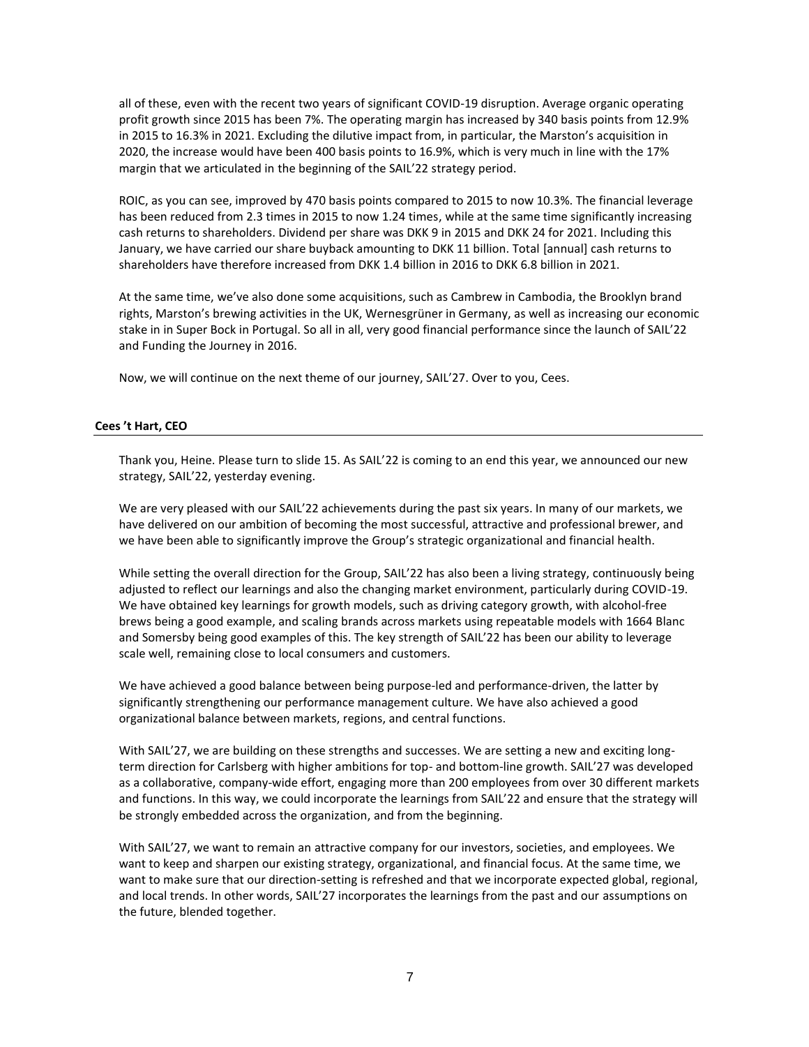all of these, even with the recent two years of significant COVID-19 disruption. Average organic operating profit growth since 2015 has been 7%. The operating margin has increased by 340 basis points from 12.9% in 2015 to 16.3% in 2021. Excluding the dilutive impact from, in particular, the Marston's acquisition in 2020, the increase would have been 400 basis points to 16.9%, which is very much in line with the 17% margin that we articulated in the beginning of the SAIL'22 strategy period.

ROIC, as you can see, improved by 470 basis points compared to 2015 to now 10.3%. The financial leverage has been reduced from 2.3 times in 2015 to now 1.24 times, while at the same time significantly increasing cash returns to shareholders. Dividend per share was DKK 9 in 2015 and DKK 24 for 2021. Including this January, we have carried our share buyback amounting to DKK 11 billion. Total [annual] cash returns to shareholders have therefore increased from DKK 1.4 billion in 2016 to DKK 6.8 billion in 2021.

At the same time, we've also done some acquisitions, such as Cambrew in Cambodia, the Brooklyn brand rights, Marston's brewing activities in the UK, Wernesgrüner in Germany, as well as increasing our economic stake in in Super Bock in Portugal. So all in all, very good financial performance since the launch of SAIL'22 and Funding the Journey in 2016.

Now, we will continue on the next theme of our journey, SAIL'27. Over to you, Cees.

**Cees 't Hart, CEO**

Thank you, Heine. Please turn to slide 15. As SAIL'22 is coming to an end this year, we announced our new strategy, SAIL'22, yesterday evening.

We are very pleased with our SAIL'22 achievements during the past six years. In many of our markets, we have delivered on our ambition of becoming the most successful, attractive and professional brewer, and we have been able to significantly improve the Group's strategic organizational and financial health.

While setting the overall direction for the Group, SAIL'22 has also been a living strategy, continuously being adjusted to reflect our learnings and also the changing market environment, particularly during COVID-19. We have obtained key learnings for growth models, such as driving category growth, with alcohol-free brews being a good example, and scaling brands across markets using repeatable models with 1664 Blanc and Somersby being good examples of this. The key strength of SAIL'22 has been our ability to leverage scale well, remaining close to local consumers and customers.

We have achieved a good balance between being purpose-led and performance-driven, the latter by significantly strengthening our performance management culture. We have also achieved a good organizational balance between markets, regions, and central functions.

With SAIL'27, we are building on these strengths and successes. We are setting a new and exciting long-term direction for Carlsberg with higher ambitions for top- and bottom-line growth. SAIL'27 was developed as a collaborative, company-wide effort, engaging more than 200 employees from over 30 different markets and functions. In this way, we could incorporate the learnings from SAIL'22 and ensure that the strategy will be strongly embedded across the organization, and from the beginning.

With SAIL'27, we want to remain an attractive company for our investors, societies, and employees. We want to keep and sharpen our existing strategy, organizational, and financial focus. At the same time, we want to make sure that our direction-setting is refreshed and that we incorporate expected global, regional, and local trends. In other words, SAIL'27 incorporates the learnings from the past and our assumptions on the future, blended together.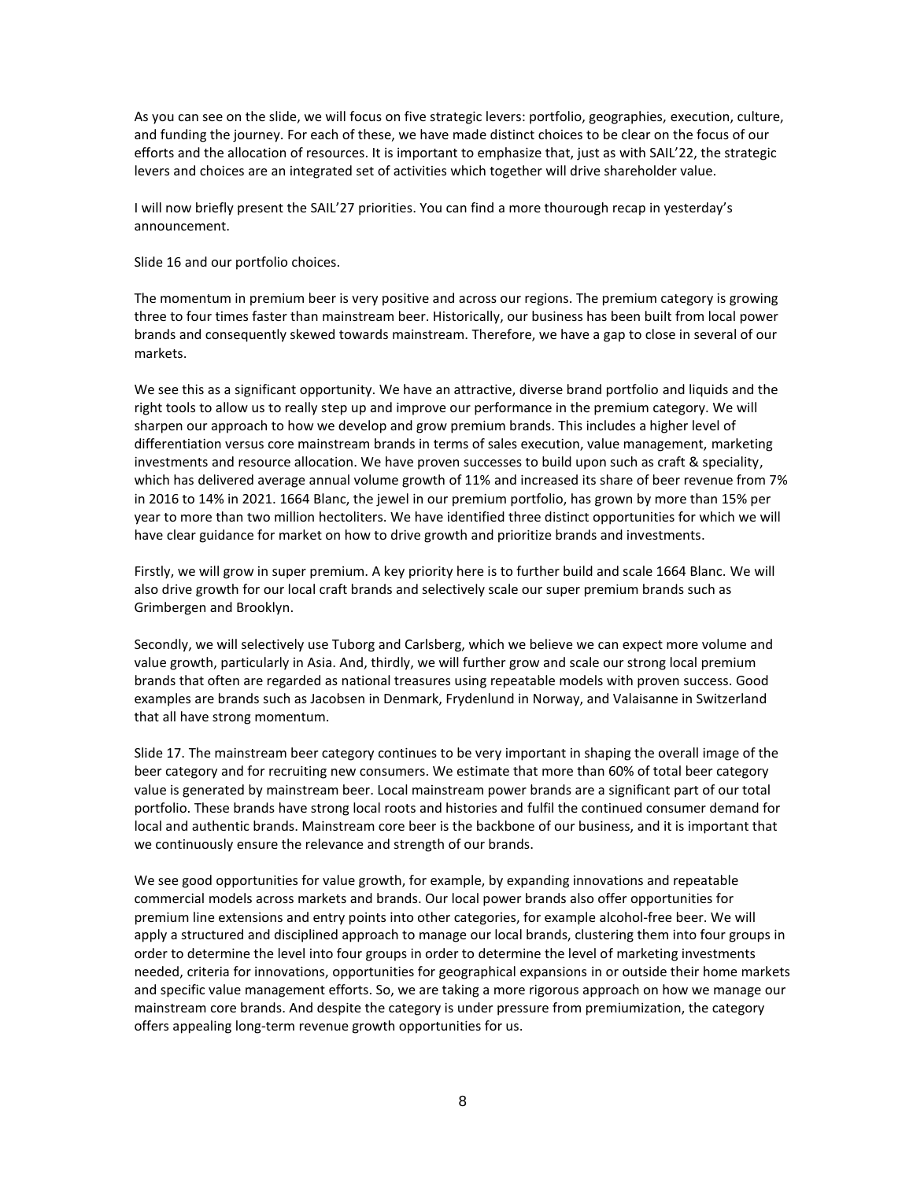As you can see on the slide, we will focus on five strategic levers: portfolio, geographies, execution, culture, and funding the journey. For each of these, we have made distinct choices to be clear on the focus of our efforts and the allocation of resources. It is important to emphasize that, just as with SAIL'22, the strategic levers and choices are an integrated set of activities which together will drive shareholder value.

I will now briefly present the SAIL'27 priorities. You can find a more thourough recap in yesterday's announcement.

Slide 16 and our portfolio choices.

The momentum in premium beer is very positive and across our regions. The premium category is growing three to four times faster than mainstream beer. Historically, our business has been built from local power brands and consequently skewed towards mainstream. Therefore, we have a gap to close in several of our markets.

We see this as a significant opportunity. We have an attractive, diverse brand portfolio and liquids and the right tools to allow us to really step up and improve our performance in the premium category. We will sharpen our approach to how we develop and grow premium brands. This includes a higher level of differentiation versus core mainstream brands in terms of sales execution, value management, marketing investments and resource allocation. We have proven successes to build upon such as craft & speciality, which has delivered average annual volume growth of 11% and increased its share of beer revenue from 7% in 2016 to 14% in 2021. 1664 Blanc, the jewel in our premium portfolio, has grown by more than 15% per year to more than two million hectoliters. We have identified three distinct opportunities for which we will have clear guidance for market on how to drive growth and prioritize brands and investments.

Firstly, we will grow in super premium. A key priority here is to further build and scale 1664 Blanc. We will also drive growth for our local craft brands and selectively scale our super premium brands such as Grimbergen and Brooklyn.

Secondly, we will selectively use Tuborg and Carlsberg, which we believe we can expect more volume and value growth, particularly in Asia. And, thirdly, we will further grow and scale our strong local premium brands that often are regarded as national treasures using repeatable models with proven success. Good examples are brands such as Jacobsen in Denmark, Frydenlund in Norway, and Valaisanne in Switzerland that all have strong momentum.

Slide 17. The mainstream beer category continues to be very important in shaping the overall image of the beer category and for recruiting new consumers. We estimate that more than 60% of total beer category value is generated by mainstream beer. Local mainstream power brands are a significant part of our total portfolio. These brands have strong local roots and histories and fulfil the continued consumer demand for local and authentic brands. Mainstream core beer is the backbone of our business, and it is important that we continuously ensure the relevance and strength of our brands.

We see good opportunities for value growth, for example, by expanding innovations and repeatable commercial models across markets and brands. Our local power brands also offer opportunities for premium line extensions and entry points into other categories, for example alcohol-free beer. We will apply a structured and disciplined approach to manage our local brands, clustering them into four groups in order to determine the level into four groups in order to determine the level of marketing investments needed, criteria for innovations, opportunities for geographical expansions in or outside their home markets and specific value management efforts. So, we are taking a more rigorous approach on how we manage our mainstream core brands. And despite the category is under pressure from premiumization, the category offers appealing long-term revenue growth opportunities for us.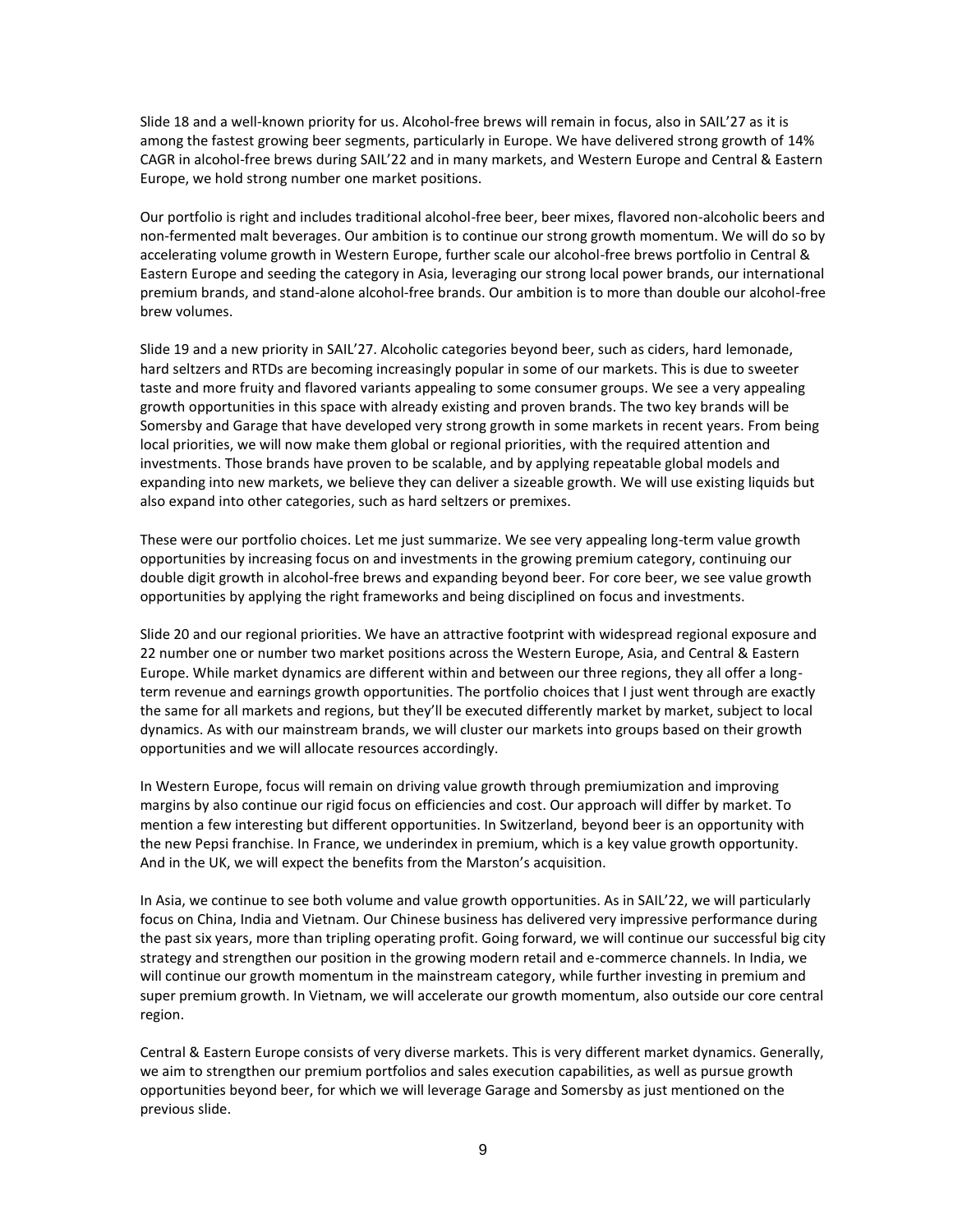Slide 18 and a well-known priority for us. Alcohol-free brews will remain in focus, also in SAIL'27 as it is among the fastest growing beer segments, particularly in Europe. We have delivered strong growth of 14% CAGR in alcohol-free brews during SAIL'22 and in many markets, and Western Europe and Central & Eastern Europe, we hold strong number one market positions.

Our portfolio is right and includes traditional alcohol-free beer, beer mixes, flavored non-alcoholic beers and non-fermented malt beverages. Our ambition is to continue our strong growth momentum. We will do so by accelerating volume growth in Western Europe, further scale our alcohol-free brews portfolio in Central & Eastern Europe and seeding the category in Asia, leveraging our strong local power brands, our international premium brands, and stand-alone alcohol-free brands. Our ambition is to more than double our alcohol-free brew volumes.

Slide 19 and a new priority in SAIL'27. Alcoholic categories beyond beer, such as ciders, hard lemonade, hard seltzers and RTDs are becoming increasingly popular in some of our markets. This is due to sweeter taste and more fruity and flavored variants appealing to some consumer groups. We see a very appealing growth opportunities in this space with already existing and proven brands. The two key brands will be Somersby and Garage that have developed very strong growth in some markets in recent years. From being local priorities, we will now make them global or regional priorities, with the required attention and investments. Those brands have proven to be scalable, and by applying repeatable global models and expanding into new markets, we believe they can deliver a sizeable growth. We will use existing liquids but also expand into other categories, such as hard seltzers or premixes.

These were our portfolio choices. Let me just summarize. We see very appealing long-term value growth opportunities by increasing focus on and investments in the growing premium category, continuing our double digit growth in alcohol-free brews and expanding beyond beer. For core beer, we see value growth opportunities by applying the right frameworks and being disciplined on focus and investments.

Slide 20 and our regional priorities. We have an attractive footprint with widespread regional exposure and 22 number one or number two market positions across the Western Europe, Asia, and Central & Eastern Europe. While market dynamics are different within and between our three regions, they all offer a long-term revenue and earnings growth opportunities. The portfolio choices that I just went through are exactly the same for all markets and regions, but they'll be executed differently market by market, subject to local dynamics. As with our mainstream brands, we will cluster our markets into groups based on their growth opportunities and we will allocate resources accordingly.

In Western Europe, focus will remain on driving value growth through premiumization and improving margins by also continue our rigid focus on efficiencies and cost. Our approach will differ by market. To mention a few interesting but different opportunities. In Switzerland, beyond beer is an opportunity with the new Pepsi franchise. In France, we underindex in premium, which is a key value growth opportunity. And in the UK, we will expect the benefits from the Marston's acquisition.

In Asia, we continue to see both volume and value growth opportunities. As in SAIL'22, we will particularly focus on China, India and Vietnam. Our Chinese business has delivered very impressive performance during the past six years, more than tripling operating profit. Going forward, we will continue our successful big city strategy and strengthen our position in the growing modern retail and e-commerce channels. In India, we will continue our growth momentum in the mainstream category, while further investing in premium and super premium growth. In Vietnam, we will accelerate our growth momentum, also outside our core central region.

Central & Eastern Europe consists of very diverse markets. This is very different market dynamics. Generally, we aim to strengthen our premium portfolios and sales execution capabilities, as well as pursue growth opportunities beyond beer, for which we will leverage Garage and Somersby as just mentioned on the previous slide.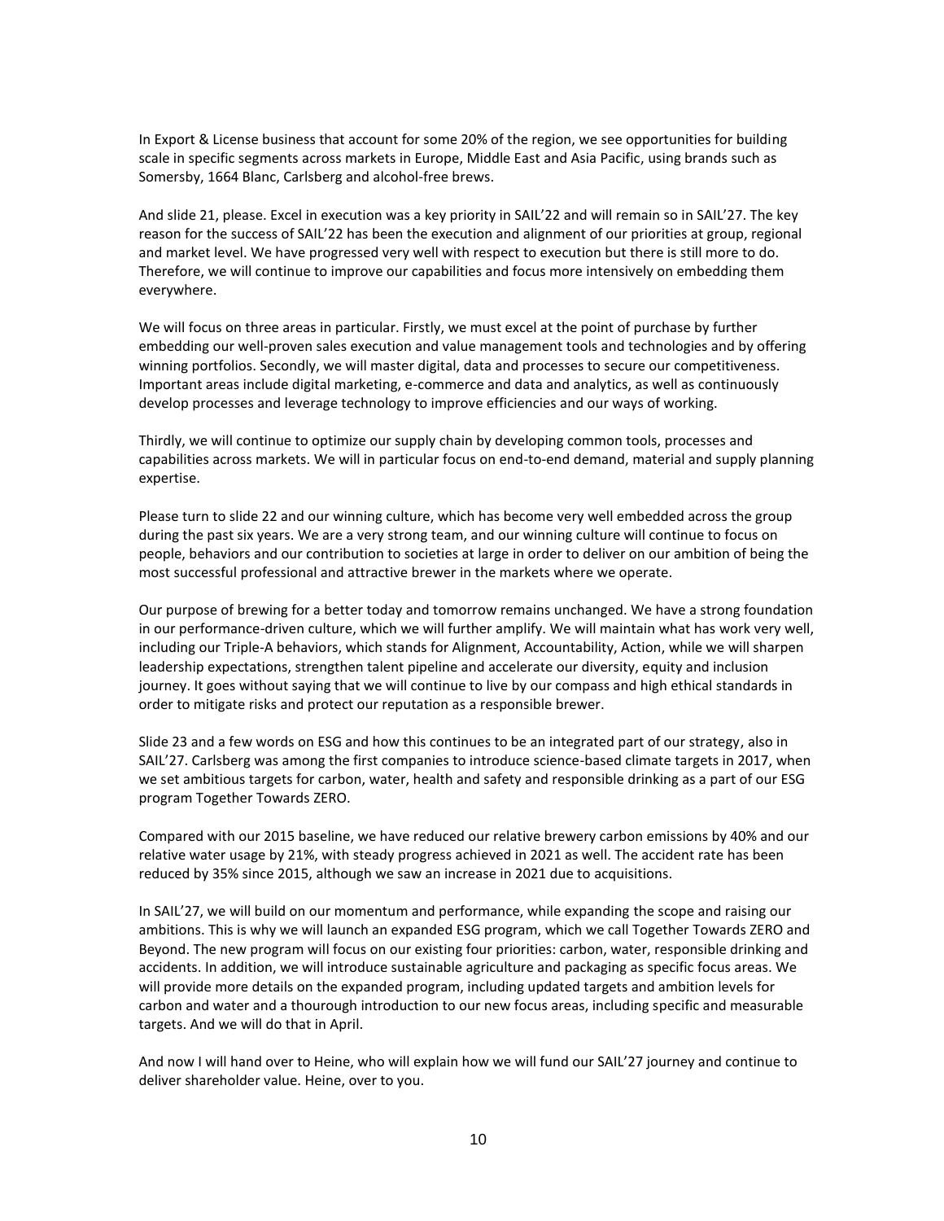In Export & License business that account for some 20% of the region, we see opportunities for building scale in specific segments across markets in Europe, Middle East and Asia Pacific, using brands such as Somersby, 1664 Blanc, Carlsberg and alcohol-free brews.

And slide 21, please. Excel in execution was a key priority in SAIL'22 and will remain so in SAIL'27. The key reason for the success of SAIL'22 has been the execution and alignment of our priorities at group, regional and market level. We have progressed very well with respect to execution but there is still more to do. Therefore, we will continue to improve our capabilities and focus more intensively on embedding them everywhere.

We will focus on three areas in particular. Firstly, we must excel at the point of purchase by further embedding our well-proven sales execution and value management tools and technologies and by offering winning portfolios. Secondly, we will master digital, data and processes to secure our competitiveness. Important areas include digital marketing, e-commerce and data and analytics, as well as continuously develop processes and leverage technology to improve efficiencies and our ways of working.

Thirdly, we will continue to optimize our supply chain by developing common tools, processes and capabilities across markets. We will in particular focus on end-to-end demand, material and supply planning expertise.

Please turn to slide 22 and our winning culture, which has become very well embedded across the group during the past six years. We are a very strong team, and our winning culture will continue to focus on people, behaviors and our contribution to societies at large in order to deliver on our ambition of being the most successful professional and attractive brewer in the markets where we operate.

Our purpose of brewing for a better today and tomorrow remains unchanged. We have a strong foundation in our performance-driven culture, which we will further amplify. We will maintain what has work very well, including our Triple-A behaviors, which stands for Alignment, Accountability, Action, while we will sharpen leadership expectations, strengthen talent pipeline and accelerate our diversity, equity and inclusion journey. It goes without saying that we will continue to live by our compass and high ethical standards in order to mitigate risks and protect our reputation as a responsible brewer.

Slide 23 and a few words on ESG and how this continues to be an integrated part of our strategy, also in SAIL'27. Carlsberg was among the first companies to introduce science-based climate targets in 2017, when we set ambitious targets for carbon, water, health and safety and responsible drinking as a part of our ESG program Together Towards ZERO.

Compared with our 2015 baseline, we have reduced our relative brewery carbon emissions by 40% and our relative water usage by 21%, with steady progress achieved in 2021 as well. The accident rate has been reduced by 35% since 2015, although we saw an increase in 2021 due to acquisitions.

In SAIL'27, we will build on our momentum and performance, while expanding the scope and raising our ambitions. This is why we will launch an expanded ESG program, which we call Together Towards ZERO and Beyond. The new program will focus on our existing four priorities: carbon, water, responsible drinking and accidents. In addition, we will introduce sustainable agriculture and packaging as specific focus areas. We will provide more details on the expanded program, including updated targets and ambition levels for carbon and water and a thourough introduction to our new focus areas, including specific and measurable targets. And we will do that in April.

And now I will hand over to Heine, who will explain how we will fund our SAIL'27 journey and continue to deliver shareholder value. Heine, over to you.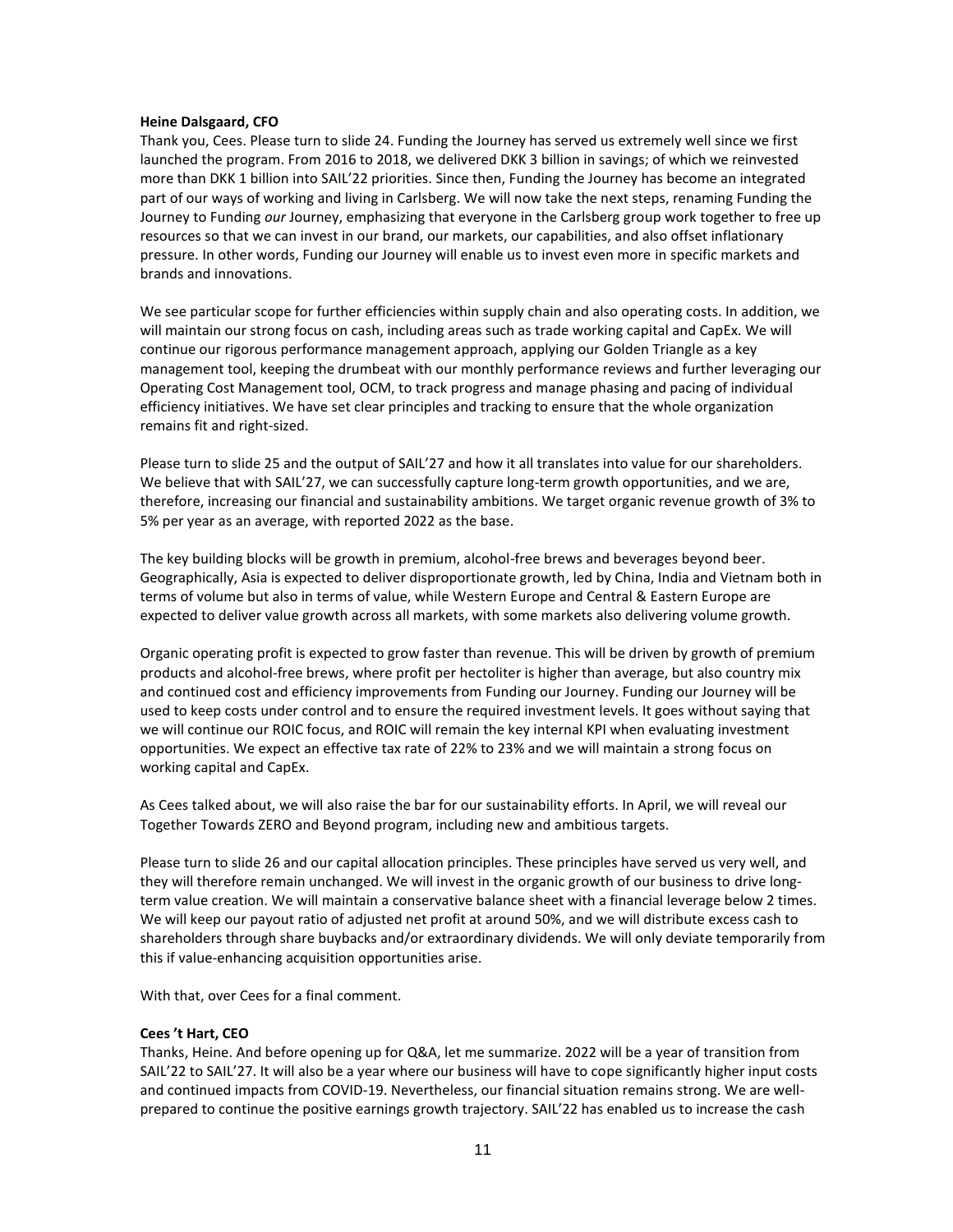**Heine Dalsgaard, CFO**
Thank you, Cees. Please turn to slide 24. Funding the Journey has served us extremely well since we first launched the program. From 2016 to 2018, we delivered DKK 3 billion in savings; of which we reinvested more than DKK 1 billion into SAIL'22 priorities. Since then, Funding the Journey has become an integrated part of our ways of working and living in Carlsberg. We will now take the next steps, renaming Funding the Journey to Funding *our* Journey, emphasizing that everyone in the Carlsberg group work together to free up resources so that we can invest in our brand, our markets, our capabilities, and also offset inflationary pressure. In other words, Funding our Journey will enable us to invest even more in specific markets and brands and innovations.

We see particular scope for further efficiencies within supply chain and also operating costs. In addition, we will maintain our strong focus on cash, including areas such as trade working capital and CapEx. We will continue our rigorous performance management approach, applying our Golden Triangle as a key management tool, keeping the drumbeat with our monthly performance reviews and further leveraging our Operating Cost Management tool, OCM, to track progress and manage phasing and pacing of individual efficiency initiatives. We have set clear principles and tracking to ensure that the whole organization remains fit and right-sized.

Please turn to slide 25 and the output of SAIL'27 and how it all translates into value for our shareholders. We believe that with SAIL'27, we can successfully capture long-term growth opportunities, and we are, therefore, increasing our financial and sustainability ambitions. We target organic revenue growth of 3% to 5% per year as an average, with reported 2022 as the base.

The key building blocks will be growth in premium, alcohol-free brews and beverages beyond beer. Geographically, Asia is expected to deliver disproportionate growth, led by China, India and Vietnam both in terms of volume but also in terms of value, while Western Europe and Central & Eastern Europe are expected to deliver value growth across all markets, with some markets also delivering volume growth.

Organic operating profit is expected to grow faster than revenue. This will be driven by growth of premium products and alcohol-free brews, where profit per hectoliter is higher than average, but also country mix and continued cost and efficiency improvements from Funding our Journey. Funding our Journey will be used to keep costs under control and to ensure the required investment levels. It goes without saying that we will continue our ROIC focus, and ROIC will remain the key internal KPI when evaluating investment opportunities. We expect an effective tax rate of 22% to 23% and we will maintain a strong focus on working capital and CapEx.

As Cees talked about, we will also raise the bar for our sustainability efforts. In April, we will reveal our Together Towards ZERO and Beyond program, including new and ambitious targets.

Please turn to slide 26 and our capital allocation principles. These principles have served us very well, and they will therefore remain unchanged. We will invest in the organic growth of our business to drive long-term value creation. We will maintain a conservative balance sheet with a financial leverage below 2 times. We will keep our payout ratio of adjusted net profit at around 50%, and we will distribute excess cash to shareholders through share buybacks and/or extraordinary dividends. We will only deviate temporarily from this if value-enhancing acquisition opportunities arise.

With that, over Cees for a final comment.

**Cees 't Hart, CEO**
Thanks, Heine. And before opening up for Q&A, let me summarize. 2022 will be a year of transition from SAIL'22 to SAIL'27. It will also be a year where our business will have to cope significantly higher input costs and continued impacts from COVID-19. Nevertheless, our financial situation remains strong. We are well-prepared to continue the positive earnings growth trajectory. SAIL'22 has enabled us to increase the cash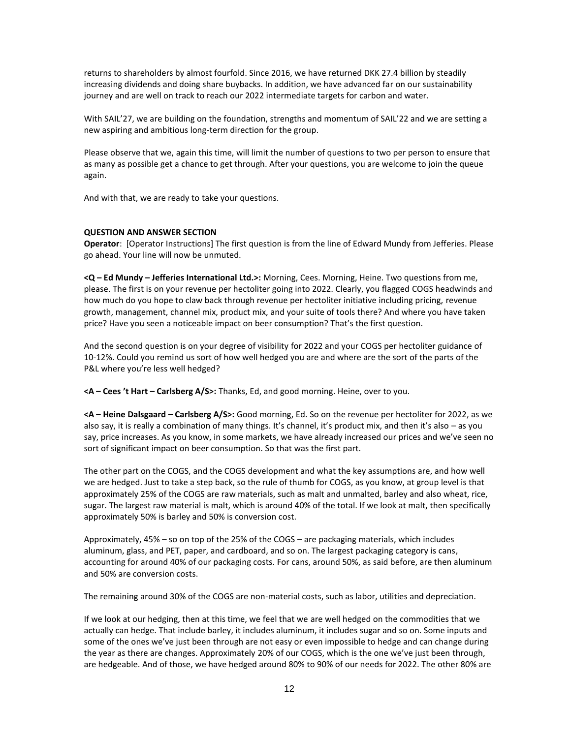returns to shareholders by almost fourfold. Since 2016, we have returned DKK 27.4 billion by steadily increasing dividends and doing share buybacks. In addition, we have advanced far on our sustainability journey and are well on track to reach our 2022 intermediate targets for carbon and water.

With SAIL'27, we are building on the foundation, strengths and momentum of SAIL'22 and we are setting a new aspiring and ambitious long-term direction for the group.

Please observe that we, again this time, will limit the number of questions to two per person to ensure that as many as possible get a chance to get through. After your questions, you are welcome to join the queue again.

And with that, we are ready to take your questions.

**QUESTION AND ANSWER SECTION**

**Operator**: [Operator Instructions] The first question is from the line of Edward Mundy from Jefferies. Please go ahead. Your line will now be unmuted.

**<Q – Ed Mundy – Jefferies International Ltd.>:** Morning, Cees. Morning, Heine. Two questions from me, please. The first is on your revenue per hectoliter going into 2022. Clearly, you flagged COGS headwinds and how much do you hope to claw back through revenue per hectoliter initiative including pricing, revenue growth, management, channel mix, product mix, and your suite of tools there? And where you have taken price? Have you seen a noticeable impact on beer consumption? That's the first question.

And the second question is on your degree of visibility for 2022 and your COGS per hectoliter guidance of 10-12%. Could you remind us sort of how well hedged you are and where are the sort of the parts of the P&L where you're less well hedged?

**<A – Cees 't Hart – Carlsberg A/S>:** Thanks, Ed, and good morning. Heine, over to you.

**<A – Heine Dalsgaard – Carlsberg A/S>:** Good morning, Ed. So on the revenue per hectoliter for 2022, as we also say, it is really a combination of many things. It's channel, it's product mix, and then it's also – as you say, price increases. As you know, in some markets, we have already increased our prices and we've seen no sort of significant impact on beer consumption. So that was the first part.

The other part on the COGS, and the COGS development and what the key assumptions are, and how well we are hedged. Just to take a step back, so the rule of thumb for COGS, as you know, at group level is that approximately 25% of the COGS are raw materials, such as malt and unmalted, barley and also wheat, rice, sugar. The largest raw material is malt, which is around 40% of the total. If we look at malt, then specifically approximately 50% is barley and 50% is conversion cost.

Approximately, 45% – so on top of the 25% of the COGS – are packaging materials, which includes aluminum, glass, and PET, paper, and cardboard, and so on. The largest packaging category is cans, accounting for around 40% of our packaging costs. For cans, around 50%, as said before, are then aluminum and 50% are conversion costs.

The remaining around 30% of the COGS are non-material costs, such as labor, utilities and depreciation.

If we look at our hedging, then at this time, we feel that we are well hedged on the commodities that we actually can hedge. That include barley, it includes aluminum, it includes sugar and so on. Some inputs and some of the ones we've just been through are not easy or even impossible to hedge and can change during the year as there are changes. Approximately 20% of our COGS, which is the one we've just been through, are hedgeable. And of those, we have hedged around 80% to 90% of our needs for 2022. The other 80% are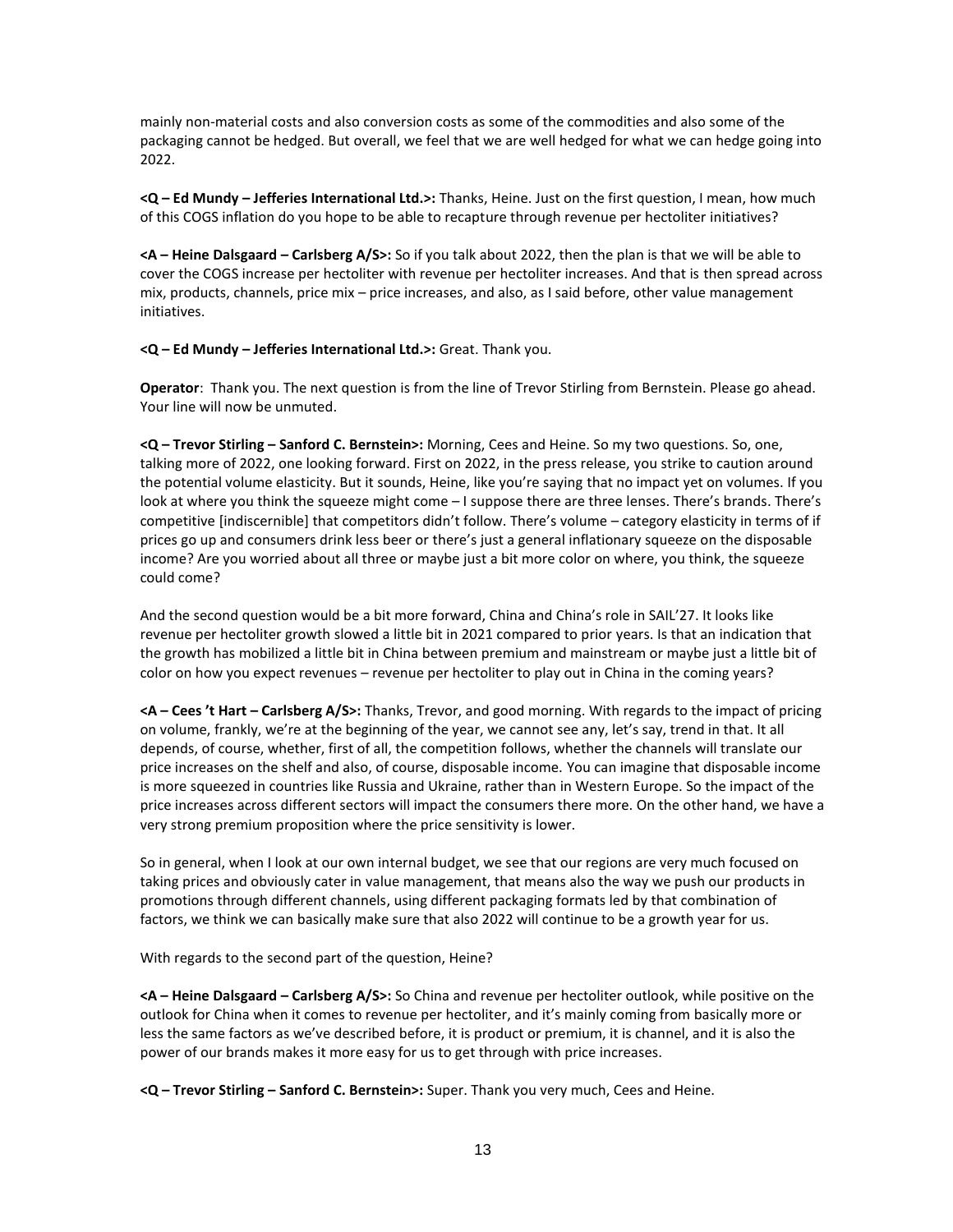mainly non-material costs and also conversion costs as some of the commodities and also some of the packaging cannot be hedged. But overall, we feel that we are well hedged for what we can hedge going into 2022.

**<Q – Ed Mundy – Jefferies International Ltd.>:** Thanks, Heine. Just on the first question, I mean, how much of this COGS inflation do you hope to be able to recapture through revenue per hectoliter initiatives?

**<A – Heine Dalsgaard – Carlsberg A/S>:** So if you talk about 2022, then the plan is that we will be able to cover the COGS increase per hectoliter with revenue per hectoliter increases. And that is then spread across mix, products, channels, price mix – price increases, and also, as I said before, other value management initiatives.

**<Q – Ed Mundy – Jefferies International Ltd.>:** Great. Thank you.

**Operator**: Thank you. The next question is from the line of Trevor Stirling from Bernstein. Please go ahead. Your line will now be unmuted.

**<Q – Trevor Stirling – Sanford C. Bernstein>:** Morning, Cees and Heine. So my two questions. So, one, talking more of 2022, one looking forward. First on 2022, in the press release, you strike to caution around the potential volume elasticity. But it sounds, Heine, like you're saying that no impact yet on volumes. If you look at where you think the squeeze might come – I suppose there are three lenses. There's brands. There's competitive [indiscernible] that competitors didn't follow. There's volume – category elasticity in terms of if prices go up and consumers drink less beer or there's just a general inflationary squeeze on the disposable income? Are you worried about all three or maybe just a bit more color on where, you think, the squeeze could come?

And the second question would be a bit more forward, China and China's role in SAIL'27. It looks like revenue per hectoliter growth slowed a little bit in 2021 compared to prior years. Is that an indication that the growth has mobilized a little bit in China between premium and mainstream or maybe just a little bit of color on how you expect revenues – revenue per hectoliter to play out in China in the coming years?

**<A – Cees 't Hart – Carlsberg A/S>:** Thanks, Trevor, and good morning. With regards to the impact of pricing on volume, frankly, we're at the beginning of the year, we cannot see any, let's say, trend in that. It all depends, of course, whether, first of all, the competition follows, whether the channels will translate our price increases on the shelf and also, of course, disposable income. You can imagine that disposable income is more squeezed in countries like Russia and Ukraine, rather than in Western Europe. So the impact of the price increases across different sectors will impact the consumers there more. On the other hand, we have a very strong premium proposition where the price sensitivity is lower.

So in general, when I look at our own internal budget, we see that our regions are very much focused on taking prices and obviously cater in value management, that means also the way we push our products in promotions through different channels, using different packaging formats led by that combination of factors, we think we can basically make sure that also 2022 will continue to be a growth year for us.

With regards to the second part of the question, Heine?

**<A – Heine Dalsgaard – Carlsberg A/S>:** So China and revenue per hectoliter outlook, while positive on the outlook for China when it comes to revenue per hectoliter, and it's mainly coming from basically more or less the same factors as we've described before, it is product or premium, it is channel, and it is also the power of our brands makes it more easy for us to get through with price increases.

**<Q – Trevor Stirling – Sanford C. Bernstein>:** Super. Thank you very much, Cees and Heine.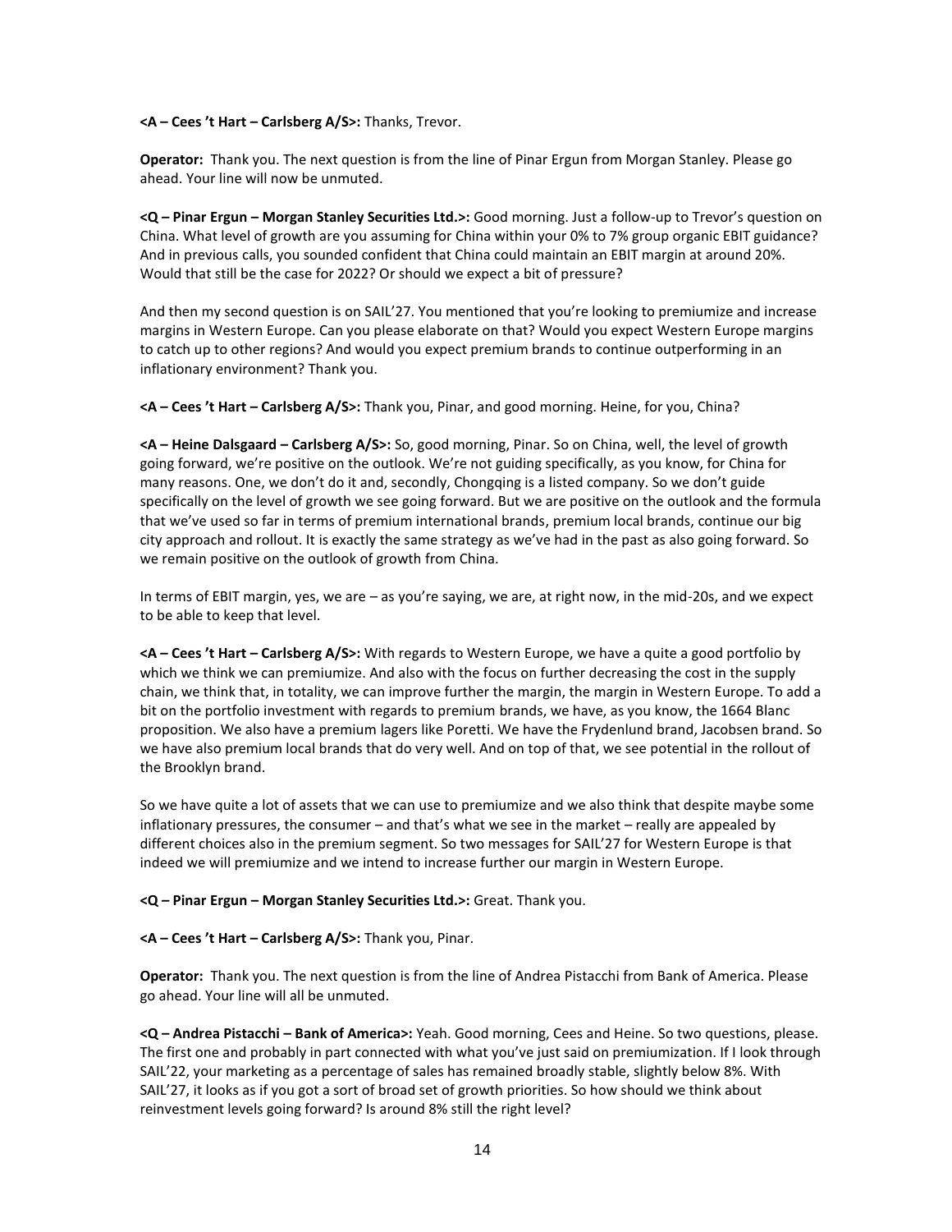**<A – Cees 't Hart – Carlsberg A/S>:** Thanks, Trevor.

**Operator:** Thank you. The next question is from the line of Pinar Ergun from Morgan Stanley. Please go ahead. Your line will now be unmuted.

**<Q – Pinar Ergun – Morgan Stanley Securities Ltd.>:** Good morning. Just a follow-up to Trevor's question on China. What level of growth are you assuming for China within your 0% to 7% group organic EBIT guidance? And in previous calls, you sounded confident that China could maintain an EBIT margin at around 20%. Would that still be the case for 2022? Or should we expect a bit of pressure?

And then my second question is on SAIL'27. You mentioned that you're looking to premiumize and increase margins in Western Europe. Can you please elaborate on that? Would you expect Western Europe margins to catch up to other regions? And would you expect premium brands to continue outperforming in an inflationary environment? Thank you.

**<A – Cees 't Hart – Carlsberg A/S>:** Thank you, Pinar, and good morning. Heine, for you, China?

**<A – Heine Dalsgaard – Carlsberg A/S>:** So, good morning, Pinar. So on China, well, the level of growth going forward, we're positive on the outlook. We're not guiding specifically, as you know, for China for many reasons. One, we don't do it and, secondly, Chongqing is a listed company. So we don't guide specifically on the level of growth we see going forward. But we are positive on the outlook and the formula that we've used so far in terms of premium international brands, premium local brands, continue our big city approach and rollout. It is exactly the same strategy as we've had in the past as also going forward. So we remain positive on the outlook of growth from China.

In terms of EBIT margin, yes, we are – as you're saying, we are, at right now, in the mid-20s, and we expect to be able to keep that level.

**<A – Cees 't Hart – Carlsberg A/S>:** With regards to Western Europe, we have a quite a good portfolio by which we think we can premiumize. And also with the focus on further decreasing the cost in the supply chain, we think that, in totality, we can improve further the margin, the margin in Western Europe. To add a bit on the portfolio investment with regards to premium brands, we have, as you know, the 1664 Blanc proposition. We also have a premium lagers like Poretti. We have the Frydenlund brand, Jacobsen brand. So we have also premium local brands that do very well. And on top of that, we see potential in the rollout of the Brooklyn brand.

So we have quite a lot of assets that we can use to premiumize and we also think that despite maybe some inflationary pressures, the consumer – and that's what we see in the market – really are appealed by different choices also in the premium segment. So two messages for SAIL'27 for Western Europe is that indeed we will premiumize and we intend to increase further our margin in Western Europe.

**<Q – Pinar Ergun – Morgan Stanley Securities Ltd.>:** Great. Thank you.

**<A – Cees 't Hart – Carlsberg A/S>:** Thank you, Pinar.

**Operator:** Thank you. The next question is from the line of Andrea Pistacchi from Bank of America. Please go ahead. Your line will all be unmuted.

**<Q – Andrea Pistacchi – Bank of America>:** Yeah. Good morning, Cees and Heine. So two questions, please. The first one and probably in part connected with what you've just said on premiumization. If I look through SAIL'22, your marketing as a percentage of sales has remained broadly stable, slightly below 8%. With SAIL'27, it looks as if you got a sort of broad set of growth priorities. So how should we think about reinvestment levels going forward? Is around 8% still the right level?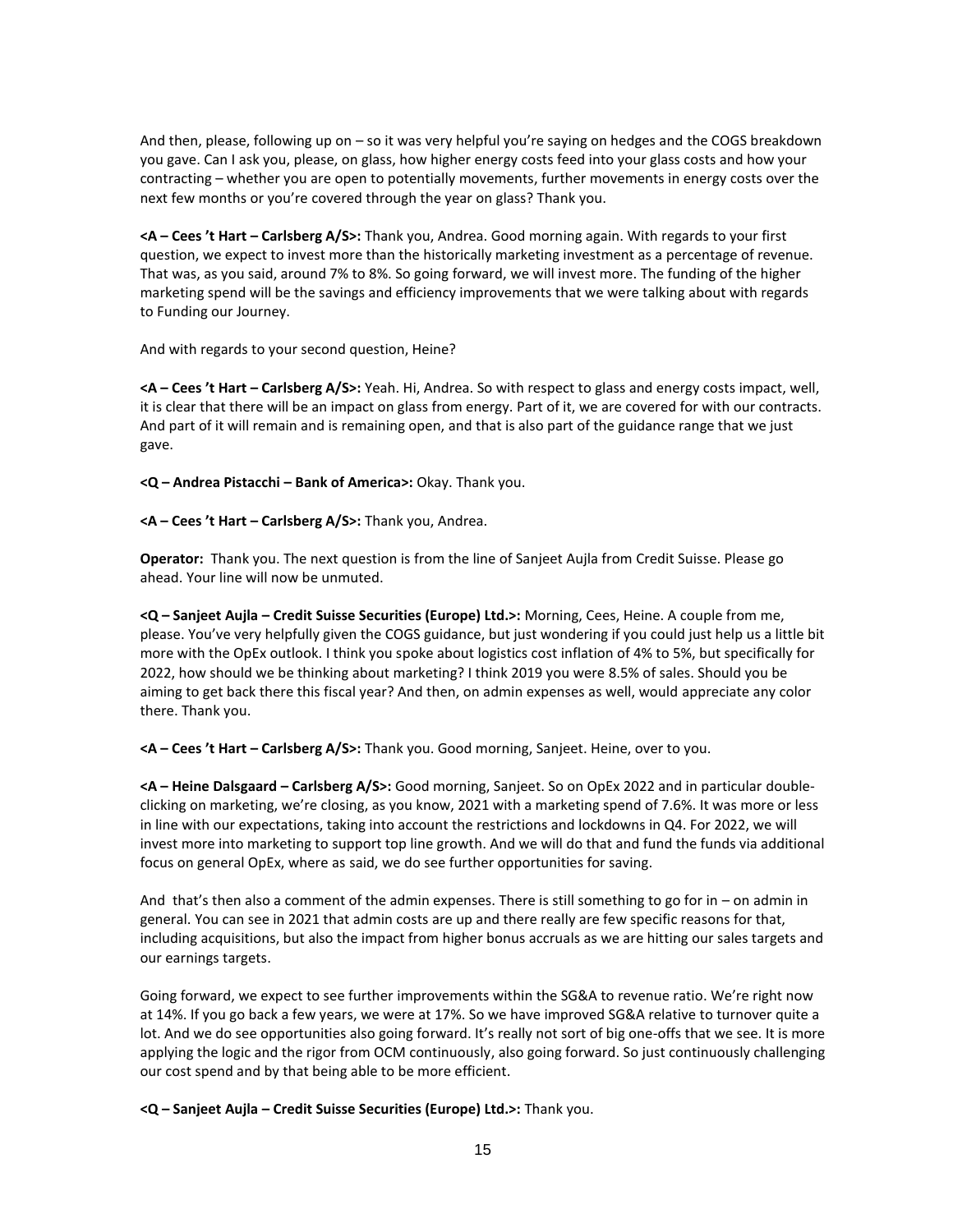And then, please, following up on – so it was very helpful you're saying on hedges and the COGS breakdown you gave. Can I ask you, please, on glass, how higher energy costs feed into your glass costs and how your contracting – whether you are open to potentially movements, further movements in energy costs over the next few months or you're covered through the year on glass? Thank you.

**<A – Cees 't Hart – Carlsberg A/S>:** Thank you, Andrea. Good morning again. With regards to your first question, we expect to invest more than the historically marketing investment as a percentage of revenue. That was, as you said, around 7% to 8%. So going forward, we will invest more. The funding of the higher marketing spend will be the savings and efficiency improvements that we were talking about with regards to Funding our Journey.

And with regards to your second question, Heine?

**<A – Cees 't Hart – Carlsberg A/S>:** Yeah. Hi, Andrea. So with respect to glass and energy costs impact, well, it is clear that there will be an impact on glass from energy. Part of it, we are covered for with our contracts. And part of it will remain and is remaining open, and that is also part of the guidance range that we just gave.

**<Q – Andrea Pistacchi – Bank of America>:** Okay. Thank you.

**<A – Cees 't Hart – Carlsberg A/S>:** Thank you, Andrea.

**Operator:** Thank you. The next question is from the line of Sanjeet Aujla from Credit Suisse. Please go ahead. Your line will now be unmuted.

**<Q – Sanjeet Aujla – Credit Suisse Securities (Europe) Ltd.>:** Morning, Cees, Heine. A couple from me, please. You've very helpfully given the COGS guidance, but just wondering if you could just help us a little bit more with the OpEx outlook. I think you spoke about logistics cost inflation of 4% to 5%, but specifically for 2022, how should we be thinking about marketing? I think 2019 you were 8.5% of sales. Should you be aiming to get back there this fiscal year? And then, on admin expenses as well, would appreciate any color there. Thank you.

**<A – Cees 't Hart – Carlsberg A/S>:** Thank you. Good morning, Sanjeet. Heine, over to you.

**<A – Heine Dalsgaard – Carlsberg A/S>:** Good morning, Sanjeet. So on OpEx 2022 and in particular double-clicking on marketing, we're closing, as you know, 2021 with a marketing spend of 7.6%. It was more or less in line with our expectations, taking into account the restrictions and lockdowns in Q4. For 2022, we will invest more into marketing to support top line growth. And we will do that and fund the funds via additional focus on general OpEx, where as said, we do see further opportunities for saving.

And that's then also a comment of the admin expenses. There is still something to go for in – on admin in general. You can see in 2021 that admin costs are up and there really are few specific reasons for that, including acquisitions, but also the impact from higher bonus accruals as we are hitting our sales targets and our earnings targets.

Going forward, we expect to see further improvements within the SG&A to revenue ratio. We're right now at 14%. If you go back a few years, we were at 17%. So we have improved SG&A relative to turnover quite a lot. And we do see opportunities also going forward. It's really not sort of big one-offs that we see. It is more applying the logic and the rigor from OCM continuously, also going forward. So just continuously challenging our cost spend and by that being able to be more efficient.

**<Q – Sanjeet Aujla – Credit Suisse Securities (Europe) Ltd.>:** Thank you.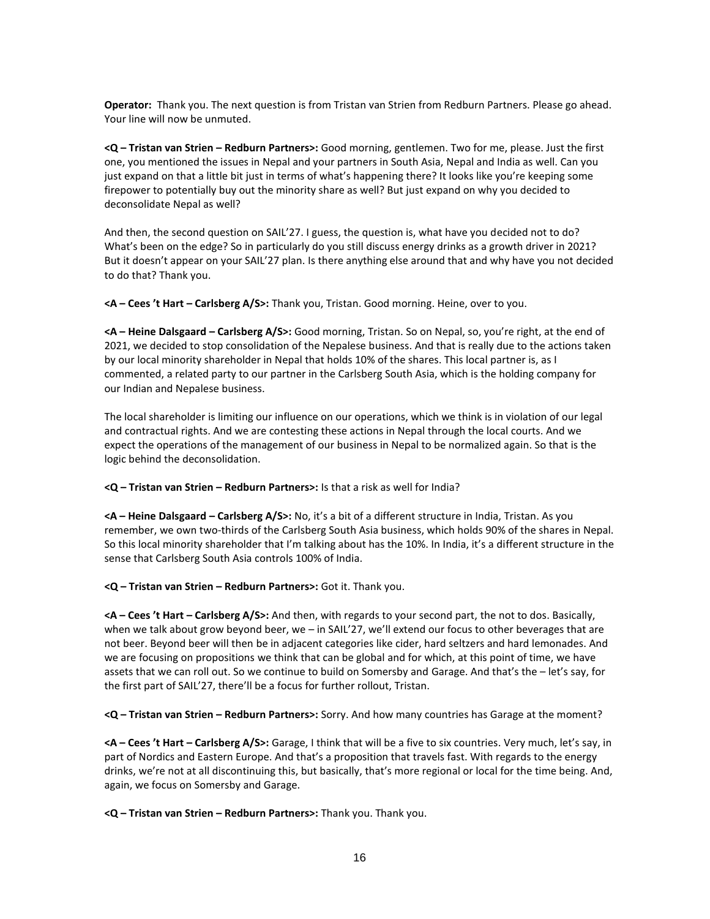**Operator:** Thank you. The next question is from Tristan van Strien from Redburn Partners. Please go ahead. Your line will now be unmuted.

**<Q – Tristan van Strien – Redburn Partners>:** Good morning, gentlemen. Two for me, please. Just the first one, you mentioned the issues in Nepal and your partners in South Asia, Nepal and India as well. Can you just expand on that a little bit just in terms of what's happening there? It looks like you're keeping some firepower to potentially buy out the minority share as well? But just expand on why you decided to deconsolidate Nepal as well?

And then, the second question on SAIL'27. I guess, the question is, what have you decided not to do? What's been on the edge? So in particularly do you still discuss energy drinks as a growth driver in 2021? But it doesn't appear on your SAIL'27 plan. Is there anything else around that and why have you not decided to do that? Thank you.

**<A – Cees 't Hart – Carlsberg A/S>:** Thank you, Tristan. Good morning. Heine, over to you.

**<A – Heine Dalsgaard – Carlsberg A/S>:** Good morning, Tristan. So on Nepal, so, you're right, at the end of 2021, we decided to stop consolidation of the Nepalese business. And that is really due to the actions taken by our local minority shareholder in Nepal that holds 10% of the shares. This local partner is, as I commented, a related party to our partner in the Carlsberg South Asia, which is the holding company for our Indian and Nepalese business.

The local shareholder is limiting our influence on our operations, which we think is in violation of our legal and contractual rights. And we are contesting these actions in Nepal through the local courts. And we expect the operations of the management of our business in Nepal to be normalized again. So that is the logic behind the deconsolidation.

**<Q – Tristan van Strien – Redburn Partners>:** Is that a risk as well for India?

**<A – Heine Dalsgaard – Carlsberg A/S>:** No, it's a bit of a different structure in India, Tristan. As you remember, we own two-thirds of the Carlsberg South Asia business, which holds 90% of the shares in Nepal. So this local minority shareholder that I'm talking about has the 10%. In India, it's a different structure in the sense that Carlsberg South Asia controls 100% of India.

**<Q – Tristan van Strien – Redburn Partners>:** Got it. Thank you.

**<A – Cees 't Hart – Carlsberg A/S>:** And then, with regards to your second part, the not to dos. Basically, when we talk about grow beyond beer, we – in SAIL'27, we'll extend our focus to other beverages that are not beer. Beyond beer will then be in adjacent categories like cider, hard seltzers and hard lemonades. And we are focusing on propositions we think that can be global and for which, at this point of time, we have assets that we can roll out. So we continue to build on Somersby and Garage. And that's the – let's say, for the first part of SAIL'27, there'll be a focus for further rollout, Tristan.

**<Q – Tristan van Strien – Redburn Partners>:** Sorry. And how many countries has Garage at the moment?

**<A – Cees 't Hart – Carlsberg A/S>:** Garage, I think that will be a five to six countries. Very much, let's say, in part of Nordics and Eastern Europe. And that's a proposition that travels fast. With regards to the energy drinks, we're not at all discontinuing this, but basically, that's more regional or local for the time being. And, again, we focus on Somersby and Garage.

**<Q – Tristan van Strien – Redburn Partners>:** Thank you. Thank you.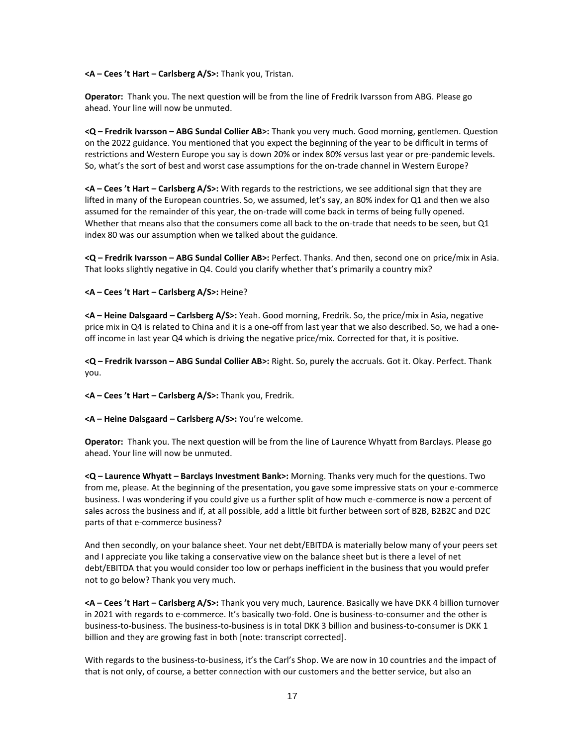**<A – Cees 't Hart – Carlsberg A/S>:** Thank you, Tristan.

**Operator:** Thank you. The next question will be from the line of Fredrik Ivarsson from ABG. Please go ahead. Your line will now be unmuted.

**<Q – Fredrik Ivarsson – ABG Sundal Collier AB>:** Thank you very much. Good morning, gentlemen. Question on the 2022 guidance. You mentioned that you expect the beginning of the year to be difficult in terms of restrictions and Western Europe you say is down 20% or index 80% versus last year or pre-pandemic levels. So, what's the sort of best and worst case assumptions for the on-trade channel in Western Europe?

**<A – Cees 't Hart – Carlsberg A/S>:** With regards to the restrictions, we see additional sign that they are lifted in many of the European countries. So, we assumed, let's say, an 80% index for Q1 and then we also assumed for the remainder of this year, the on-trade will come back in terms of being fully opened. Whether that means also that the consumers come all back to the on-trade that needs to be seen, but Q1 index 80 was our assumption when we talked about the guidance.

**<Q – Fredrik Ivarsson – ABG Sundal Collier AB>:** Perfect. Thanks. And then, second one on price/mix in Asia. That looks slightly negative in Q4. Could you clarify whether that's primarily a country mix?

**<A – Cees 't Hart – Carlsberg A/S>:** Heine?

**<A – Heine Dalsgaard – Carlsberg A/S>:** Yeah. Good morning, Fredrik. So, the price/mix in Asia, negative price mix in Q4 is related to China and it is a one-off from last year that we also described. So, we had a one-off income in last year Q4 which is driving the negative price/mix. Corrected for that, it is positive.

**<Q – Fredrik Ivarsson – ABG Sundal Collier AB>:** Right. So, purely the accruals. Got it. Okay. Perfect. Thank you.

**<A – Cees 't Hart – Carlsberg A/S>:** Thank you, Fredrik.

**<A – Heine Dalsgaard – Carlsberg A/S>:** You're welcome.

**Operator:** Thank you. The next question will be from the line of Laurence Whyatt from Barclays. Please go ahead. Your line will now be unmuted.

**<Q – Laurence Whyatt – Barclays Investment Bank>:** Morning. Thanks very much for the questions. Two from me, please. At the beginning of the presentation, you gave some impressive stats on your e-commerce business. I was wondering if you could give us a further split of how much e-commerce is now a percent of sales across the business and if, at all possible, add a little bit further between sort of B2B, B2B2C and D2C parts of that e-commerce business?

And then secondly, on your balance sheet. Your net debt/EBITDA is materially below many of your peers set and I appreciate you like taking a conservative view on the balance sheet but is there a level of net debt/EBITDA that you would consider too low or perhaps inefficient in the business that you would prefer not to go below? Thank you very much.

**<A – Cees 't Hart – Carlsberg A/S>:** Thank you very much, Laurence. Basically we have DKK 4 billion turnover in 2021 with regards to e-commerce. It's basically two-fold. One is business-to-consumer and the other is business-to-business. The business-to-business is in total DKK 3 billion and business-to-consumer is DKK 1 billion and they are growing fast in both [note: transcript corrected].

With regards to the business-to-business, it's the Carl's Shop. We are now in 10 countries and the impact of that is not only, of course, a better connection with our customers and the better service, but also an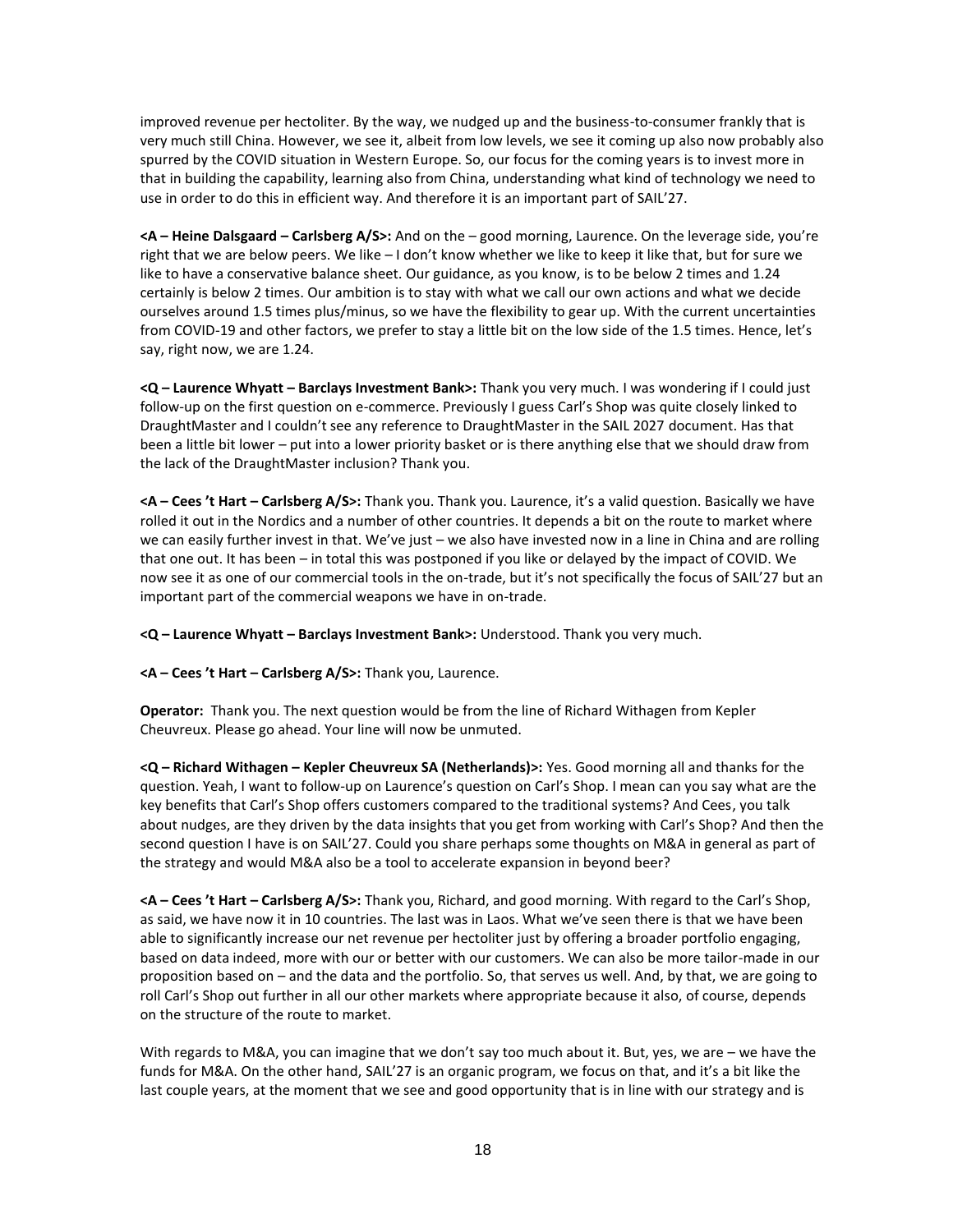improved revenue per hectoliter. By the way, we nudged up and the business-to-consumer frankly that is very much still China. However, we see it, albeit from low levels, we see it coming up also now probably also spurred by the COVID situation in Western Europe. So, our focus for the coming years is to invest more in that in building the capability, learning also from China, understanding what kind of technology we need to use in order to do this in efficient way. And therefore it is an important part of SAIL'27.

**<A – Heine Dalsgaard – Carlsberg A/S>:** And on the – good morning, Laurence. On the leverage side, you're right that we are below peers. We like – I don't know whether we like to keep it like that, but for sure we like to have a conservative balance sheet. Our guidance, as you know, is to be below 2 times and 1.24 certainly is below 2 times. Our ambition is to stay with what we call our own actions and what we decide ourselves around 1.5 times plus/minus, so we have the flexibility to gear up. With the current uncertainties from COVID-19 and other factors, we prefer to stay a little bit on the low side of the 1.5 times. Hence, let's say, right now, we are 1.24.

**<Q – Laurence Whyatt – Barclays Investment Bank>:** Thank you very much. I was wondering if I could just follow-up on the first question on e-commerce. Previously I guess Carl's Shop was quite closely linked to DraughtMaster and I couldn't see any reference to DraughtMaster in the SAIL 2027 document. Has that been a little bit lower – put into a lower priority basket or is there anything else that we should draw from the lack of the DraughtMaster inclusion? Thank you.

**<A – Cees 't Hart – Carlsberg A/S>:** Thank you. Thank you. Laurence, it's a valid question. Basically we have rolled it out in the Nordics and a number of other countries. It depends a bit on the route to market where we can easily further invest in that. We've just – we also have invested now in a line in China and are rolling that one out. It has been – in total this was postponed if you like or delayed by the impact of COVID. We now see it as one of our commercial tools in the on-trade, but it's not specifically the focus of SAIL'27 but an important part of the commercial weapons we have in on-trade.

**<Q – Laurence Whyatt – Barclays Investment Bank>:** Understood. Thank you very much.

**<A – Cees 't Hart – Carlsberg A/S>:** Thank you, Laurence.

**Operator:** Thank you. The next question would be from the line of Richard Withagen from Kepler Cheuvreux. Please go ahead. Your line will now be unmuted.

**<Q – Richard Withagen – Kepler Cheuvreux SA (Netherlands)>:** Yes. Good morning all and thanks for the question. Yeah, I want to follow-up on Laurence's question on Carl's Shop. I mean can you say what are the key benefits that Carl's Shop offers customers compared to the traditional systems? And Cees, you talk about nudges, are they driven by the data insights that you get from working with Carl's Shop? And then the second question I have is on SAIL'27. Could you share perhaps some thoughts on M&A in general as part of the strategy and would M&A also be a tool to accelerate expansion in beyond beer?

**<A – Cees 't Hart – Carlsberg A/S>:** Thank you, Richard, and good morning. With regard to the Carl's Shop, as said, we have now it in 10 countries. The last was in Laos. What we've seen there is that we have been able to significantly increase our net revenue per hectoliter just by offering a broader portfolio engaging, based on data indeed, more with our or better with our customers. We can also be more tailor-made in our proposition based on – and the data and the portfolio. So, that serves us well. And, by that, we are going to roll Carl's Shop out further in all our other markets where appropriate because it also, of course, depends on the structure of the route to market.

With regards to M&A, you can imagine that we don't say too much about it. But, yes, we are – we have the funds for M&A. On the other hand, SAIL'27 is an organic program, we focus on that, and it's a bit like the last couple years, at the moment that we see and good opportunity that is in line with our strategy and is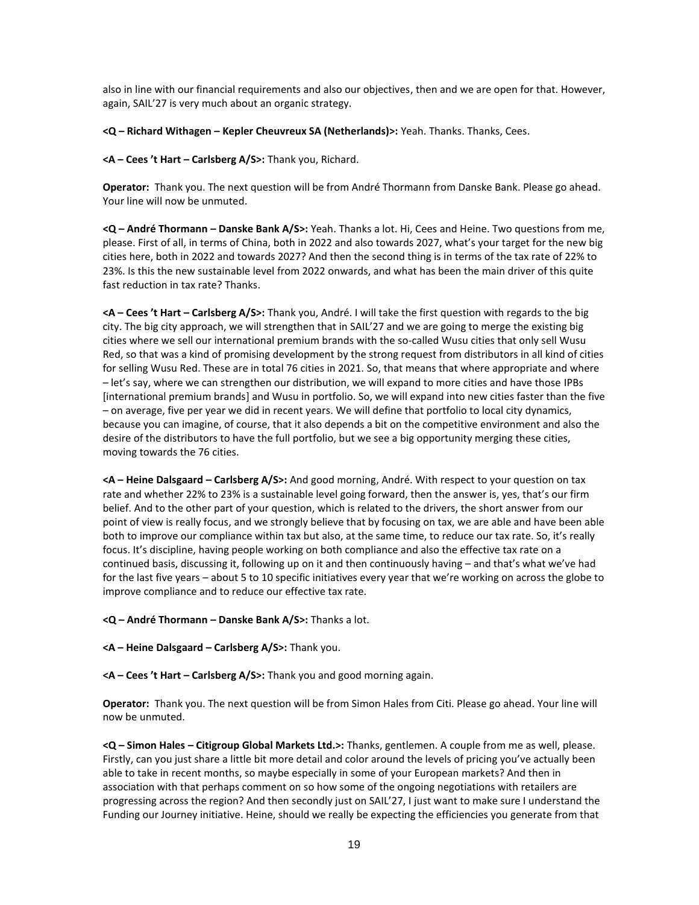also in line with our financial requirements and also our objectives, then and we are open for that. However, again, SAIL'27 is very much about an organic strategy.

**<Q – Richard Withagen – Kepler Cheuvreux SA (Netherlands)>:** Yeah. Thanks. Thanks, Cees.

**<A – Cees 't Hart – Carlsberg A/S>:** Thank you, Richard.

**Operator:** Thank you. The next question will be from André Thormann from Danske Bank. Please go ahead. Your line will now be unmuted.

**<Q – André Thormann – Danske Bank A/S>:** Yeah. Thanks a lot. Hi, Cees and Heine. Two questions from me, please. First of all, in terms of China, both in 2022 and also towards 2027, what's your target for the new big cities here, both in 2022 and towards 2027? And then the second thing is in terms of the tax rate of 22% to 23%. Is this the new sustainable level from 2022 onwards, and what has been the main driver of this quite fast reduction in tax rate? Thanks.

**<A – Cees 't Hart – Carlsberg A/S>:** Thank you, André. I will take the first question with regards to the big city. The big city approach, we will strengthen that in SAIL'27 and we are going to merge the existing big cities where we sell our international premium brands with the so-called Wusu cities that only sell Wusu Red, so that was a kind of promising development by the strong request from distributors in all kind of cities for selling Wusu Red. These are in total 76 cities in 2021. So, that means that where appropriate and where – let's say, where we can strengthen our distribution, we will expand to more cities and have those IPBs [international premium brands] and Wusu in portfolio. So, we will expand into new cities faster than the five – on average, five per year we did in recent years. We will define that portfolio to local city dynamics, because you can imagine, of course, that it also depends a bit on the competitive environment and also the desire of the distributors to have the full portfolio, but we see a big opportunity merging these cities, moving towards the 76 cities.

**<A – Heine Dalsgaard – Carlsberg A/S>:** And good morning, André. With respect to your question on tax rate and whether 22% to 23% is a sustainable level going forward, then the answer is, yes, that's our firm belief. And to the other part of your question, which is related to the drivers, the short answer from our point of view is really focus, and we strongly believe that by focusing on tax, we are able and have been able both to improve our compliance within tax but also, at the same time, to reduce our tax rate. So, it's really focus. It's discipline, having people working on both compliance and also the effective tax rate on a continued basis, discussing it, following up on it and then continuously having – and that's what we've had for the last five years – about 5 to 10 specific initiatives every year that we're working on across the globe to improve compliance and to reduce our effective tax rate.

**<Q – André Thormann – Danske Bank A/S>:** Thanks a lot.

**<A – Heine Dalsgaard – Carlsberg A/S>:** Thank you.

**<A – Cees 't Hart – Carlsberg A/S>:** Thank you and good morning again.

**Operator:** Thank you. The next question will be from Simon Hales from Citi. Please go ahead. Your line will now be unmuted.

**<Q – Simon Hales – Citigroup Global Markets Ltd.>:** Thanks, gentlemen. A couple from me as well, please. Firstly, can you just share a little bit more detail and color around the levels of pricing you've actually been able to take in recent months, so maybe especially in some of your European markets? And then in association with that perhaps comment on so how some of the ongoing negotiations with retailers are progressing across the region? And then secondly just on SAIL'27, I just want to make sure I understand the Funding our Journey initiative. Heine, should we really be expecting the efficiencies you generate from that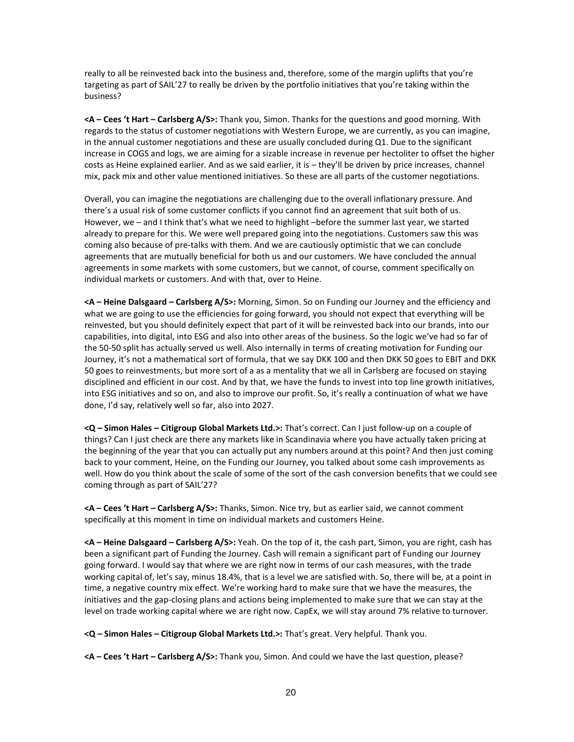really to all be reinvested back into the business and, therefore, some of the margin uplifts that you're targeting as part of SAIL'27 to really be driven by the portfolio initiatives that you're taking within the business?

**<A – Cees 't Hart – Carlsberg A/S>:** Thank you, Simon. Thanks for the questions and good morning. With regards to the status of customer negotiations with Western Europe, we are currently, as you can imagine, in the annual customer negotiations and these are usually concluded during Q1. Due to the significant increase in COGS and logs, we are aiming for a sizable increase in revenue per hectoliter to offset the higher costs as Heine explained earlier. And as we said earlier, it is – they'll be driven by price increases, channel mix, pack mix and other value mentioned initiatives. So these are all parts of the customer negotiations.

Overall, you can imagine the negotiations are challenging due to the overall inflationary pressure. And there's a usual risk of some customer conflicts if you cannot find an agreement that suit both of us. However, we – and I think that's what we need to highlight –before the summer last year, we started already to prepare for this. We were well prepared going into the negotiations. Customers saw this was coming also because of pre-talks with them. And we are cautiously optimistic that we can conclude agreements that are mutually beneficial for both us and our customers. We have concluded the annual agreements in some markets with some customers, but we cannot, of course, comment specifically on individual markets or customers. And with that, over to Heine.

**<A – Heine Dalsgaard – Carlsberg A/S>:** Morning, Simon. So on Funding our Journey and the efficiency and what we are going to use the efficiencies for going forward, you should not expect that everything will be reinvested, but you should definitely expect that part of it will be reinvested back into our brands, into our capabilities, into digital, into ESG and also into other areas of the business. So the logic we've had so far of the 50-50 split has actually served us well. Also internally in terms of creating motivation for Funding our Journey, it's not a mathematical sort of formula, that we say DKK 100 and then DKK 50 goes to EBIT and DKK 50 goes to reinvestments, but more sort of a as a mentality that we all in Carlsberg are focused on staying disciplined and efficient in our cost. And by that, we have the funds to invest into top line growth initiatives, into ESG initiatives and so on, and also to improve our profit. So, it's really a continuation of what we have done, I'd say, relatively well so far, also into 2027.

**<Q – Simon Hales – Citigroup Global Markets Ltd.>:** That's correct. Can I just follow-up on a couple of things? Can I just check are there any markets like in Scandinavia where you have actually taken pricing at the beginning of the year that you can actually put any numbers around at this point? And then just coming back to your comment, Heine, on the Funding our Journey, you talked about some cash improvements as well. How do you think about the scale of some of the sort of the cash conversion benefits that we could see coming through as part of SAIL'27?

**<A – Cees 't Hart – Carlsberg A/S>:** Thanks, Simon. Nice try, but as earlier said, we cannot comment specifically at this moment in time on individual markets and customers Heine.

**<A – Heine Dalsgaard – Carlsberg A/S>:** Yeah. On the top of it, the cash part, Simon, you are right, cash has been a significant part of Funding the Journey. Cash will remain a significant part of Funding our Journey going forward. I would say that where we are right now in terms of our cash measures, with the trade working capital of, let's say, minus 18.4%, that is a level we are satisfied with. So, there will be, at a point in time, a negative country mix effect. We're working hard to make sure that we have the measures, the initiatives and the gap-closing plans and actions being implemented to make sure that we can stay at the level on trade working capital where we are right now. CapEx, we will stay around 7% relative to turnover.

**<Q – Simon Hales – Citigroup Global Markets Ltd.>:** That's great. Very helpful. Thank you.

**<A – Cees 't Hart – Carlsberg A/S>:** Thank you, Simon. And could we have the last question, please?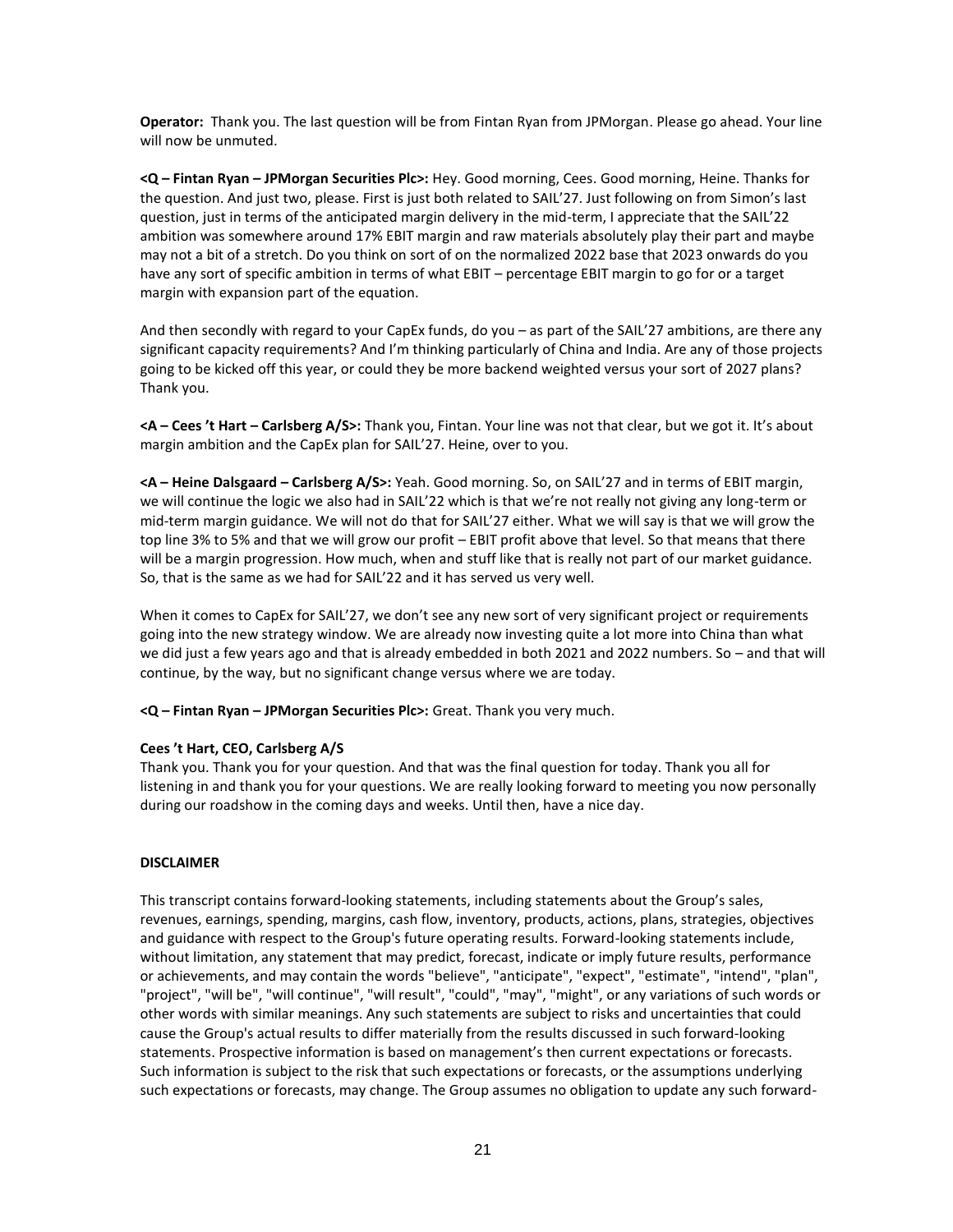**Operator:** Thank you. The last question will be from Fintan Ryan from JPMorgan. Please go ahead. Your line will now be unmuted.

**<Q – Fintan Ryan – JPMorgan Securities Plc>:** Hey. Good morning, Cees. Good morning, Heine. Thanks for the question. And just two, please. First is just both related to SAIL'27. Just following on from Simon's last question, just in terms of the anticipated margin delivery in the mid-term, I appreciate that the SAIL'22 ambition was somewhere around 17% EBIT margin and raw materials absolutely play their part and maybe may not a bit of a stretch. Do you think on sort of on the normalized 2022 base that 2023 onwards do you have any sort of specific ambition in terms of what EBIT – percentage EBIT margin to go for or a target margin with expansion part of the equation.

And then secondly with regard to your CapEx funds, do you – as part of the SAIL'27 ambitions, are there any significant capacity requirements? And I'm thinking particularly of China and India. Are any of those projects going to be kicked off this year, or could they be more backend weighted versus your sort of 2027 plans? Thank you.

**<A – Cees 't Hart – Carlsberg A/S>:** Thank you, Fintan. Your line was not that clear, but we got it. It's about margin ambition and the CapEx plan for SAIL'27. Heine, over to you.

**<A – Heine Dalsgaard – Carlsberg A/S>:** Yeah. Good morning. So, on SAIL'27 and in terms of EBIT margin, we will continue the logic we also had in SAIL'22 which is that we're not really not giving any long-term or mid-term margin guidance. We will not do that for SAIL'27 either. What we will say is that we will grow the top line 3% to 5% and that we will grow our profit – EBIT profit above that level. So that means that there will be a margin progression. How much, when and stuff like that is really not part of our market guidance. So, that is the same as we had for SAIL'22 and it has served us very well.

When it comes to CapEx for SAIL'27, we don't see any new sort of very significant project or requirements going into the new strategy window. We are already now investing quite a lot more into China than what we did just a few years ago and that is already embedded in both 2021 and 2022 numbers. So – and that will continue, by the way, but no significant change versus where we are today.

**<Q – Fintan Ryan – JPMorgan Securities Plc>:** Great. Thank you very much.

**Cees 't Hart, CEO, Carlsberg A/S**

Thank you. Thank you for your question. And that was the final question for today. Thank you all for listening in and thank you for your questions. We are really looking forward to meeting you now personally during our roadshow in the coming days and weeks. Until then, have a nice day.

**DISCLAIMER**

This transcript contains forward-looking statements, including statements about the Group's sales, revenues, earnings, spending, margins, cash flow, inventory, products, actions, plans, strategies, objectives and guidance with respect to the Group's future operating results. Forward-looking statements include, without limitation, any statement that may predict, forecast, indicate or imply future results, performance or achievements, and may contain the words "believe", "anticipate", "expect", "estimate", "intend", "plan", "project", "will be", "will continue", "will result", "could", "may", "might", or any variations of such words or other words with similar meanings. Any such statements are subject to risks and uncertainties that could cause the Group's actual results to differ materially from the results discussed in such forward-looking statements. Prospective information is based on management's then current expectations or forecasts. Such information is subject to the risk that such expectations or forecasts, or the assumptions underlying such expectations or forecasts, may change. The Group assumes no obligation to update any such forward-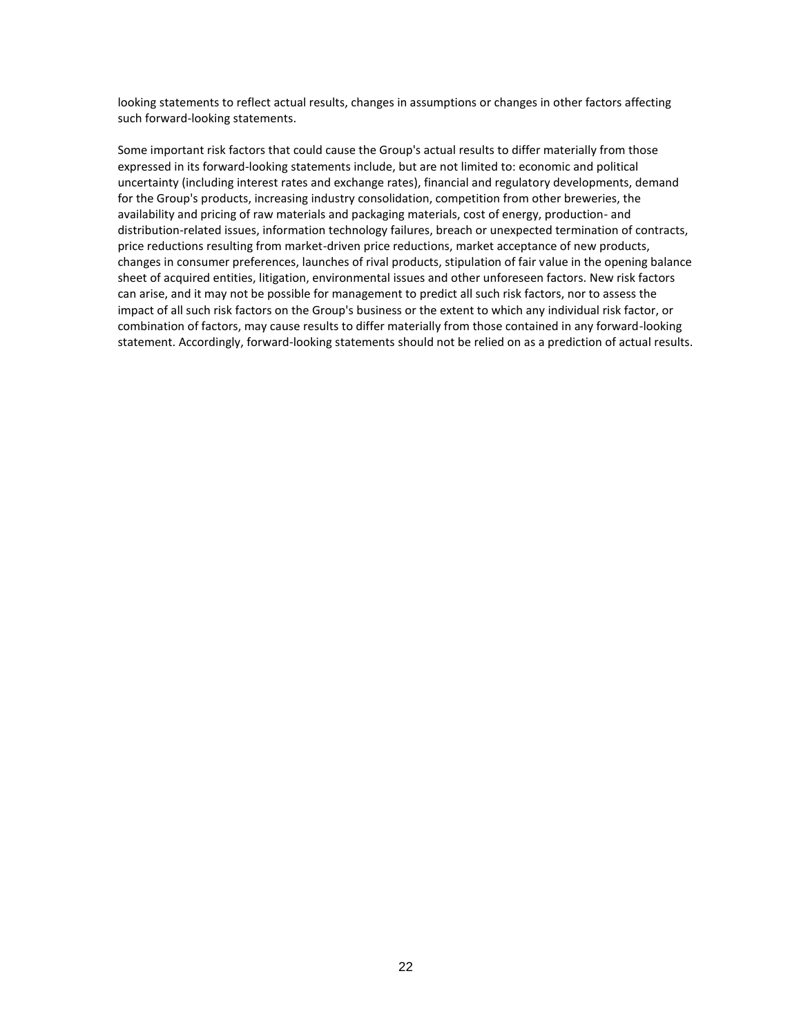looking statements to reflect actual results, changes in assumptions or changes in other factors affecting such forward-looking statements.

Some important risk factors that could cause the Group's actual results to differ materially from those expressed in its forward-looking statements include, but are not limited to: economic and political uncertainty (including interest rates and exchange rates), financial and regulatory developments, demand for the Group's products, increasing industry consolidation, competition from other breweries, the availability and pricing of raw materials and packaging materials, cost of energy, production- and distribution-related issues, information technology failures, breach or unexpected termination of contracts, price reductions resulting from market-driven price reductions, market acceptance of new products, changes in consumer preferences, launches of rival products, stipulation of fair value in the opening balance sheet of acquired entities, litigation, environmental issues and other unforeseen factors. New risk factors can arise, and it may not be possible for management to predict all such risk factors, nor to assess the impact of all such risk factors on the Group's business or the extent to which any individual risk factor, or combination of factors, may cause results to differ materially from those contained in any forward-looking statement. Accordingly, forward-looking statements should not be relied on as a prediction of actual results.